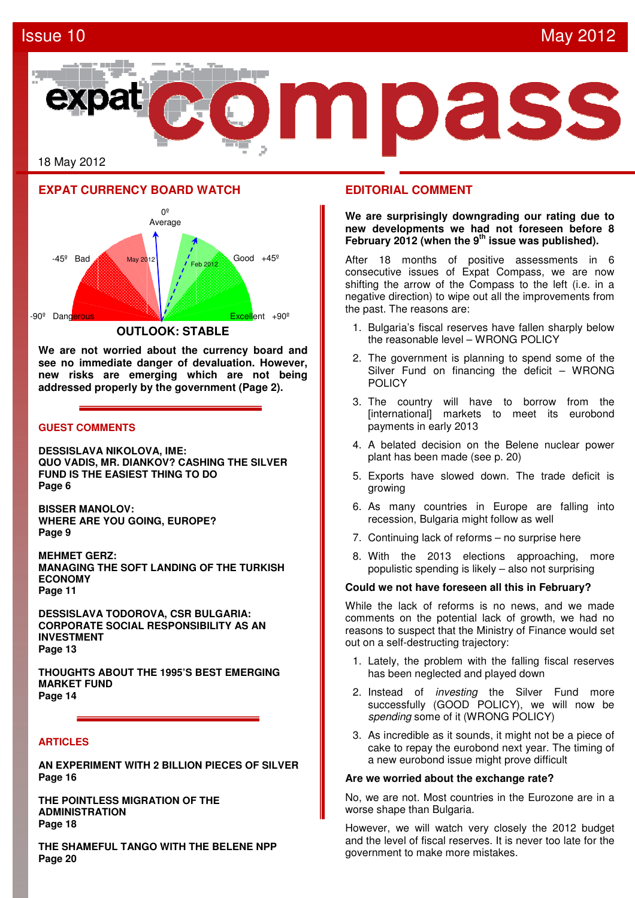Issue 10 May 2012

# expat compass

18 May 2012

## EXPAT CURRENCY BOARD WATCH

0º Average

-45º Bad — May 2012 — Feb 2012 — Good +45º

-90º Dangerous — Excellent +90º

**OUTLOOK: STABLE**

**We are not worried about the currency board and see no immediate danger of devaluation. However, new risks are emerging which are not being addressed properly by the government (Page 2).**

## GUEST COMMENTS

**DESSISLAVA NIKOLOVA, IME:**
**QUO VADIS, MR. DIANKOV? CASHING THE SILVER FUND IS THE EASIEST THING TO DO**
**Page 6**

**BISSER MANOLOV:**
**WHERE ARE YOU GOING, EUROPE?**
**Page 9**

**MEHMET GERZ:**
**MANAGING THE SOFT LANDING OF THE TURKISH ECONOMY**
**Page 11**

**DESSISLAVA TODOROVA, CSR BULGARIA:**
**CORPORATE SOCIAL RESPONSIBILITY AS AN INVESTMENT**
**Page 13**

**THOUGHTS ABOUT THE 1995'S BEST EMERGING MARKET FUND**
**Page 14**

## ARTICLES

**AN EXPERIMENT WITH 2 BILLION PIECES OF SILVER**
**Page 16**

**THE POINTLESS MIGRATION OF THE ADMINISTRATION**
**Page 18**

**THE SHAMEFUL TANGO WITH THE BELENE NPP**
**Page 20**

## EDITORIAL COMMENT

**We are surprisingly downgrading our rating due to new developments we had not foreseen before 8 February 2012 (when the 9th issue was published).**

After 18 months of positive assessments in 6 consecutive issues of Expat Compass, we are now shifting the arrow of the Compass to the left (i.e. in a negative direction) to wipe out all the improvements from the past. The reasons are:

1. Bulgaria's fiscal reserves have fallen sharply below the reasonable level – WRONG POLICY
2. The government is planning to spend some of the Silver Fund on financing the deficit – WRONG POLICY
3. The country will have to borrow from the [international] markets to meet its eurobond payments in early 2013
4. A belated decision on the Belene nuclear power plant has been made (see p. 20)
5. Exports have slowed down. The trade deficit is growing
6. As many countries in Europe are falling into recession, Bulgaria might follow as well
7. Continuing lack of reforms – no surprise here
8. With the 2013 elections approaching, more populistic spending is likely – also not surprising

**Could we not have foreseen all this in February?**

While the lack of reforms is no news, and we made comments on the potential lack of growth, we had no reasons to suspect that the Ministry of Finance would set out on a self-destructing trajectory:

1. Lately, the problem with the falling fiscal reserves has been neglected and played down
2. Instead of *investing* the Silver Fund more successfully (GOOD POLICY), we will now be *spending* some of it (WRONG POLICY)
3. As incredible as it sounds, it might not be a piece of cake to repay the eurobond next year. The timing of a new eurobond issue might prove difficult

**Are we worried about the exchange rate?**

No, we are not. Most countries in the Eurozone are in a worse shape than Bulgaria.

However, we will watch very closely the 2012 budget and the level of fiscal reserves. It is never too late for the government to make more mistakes.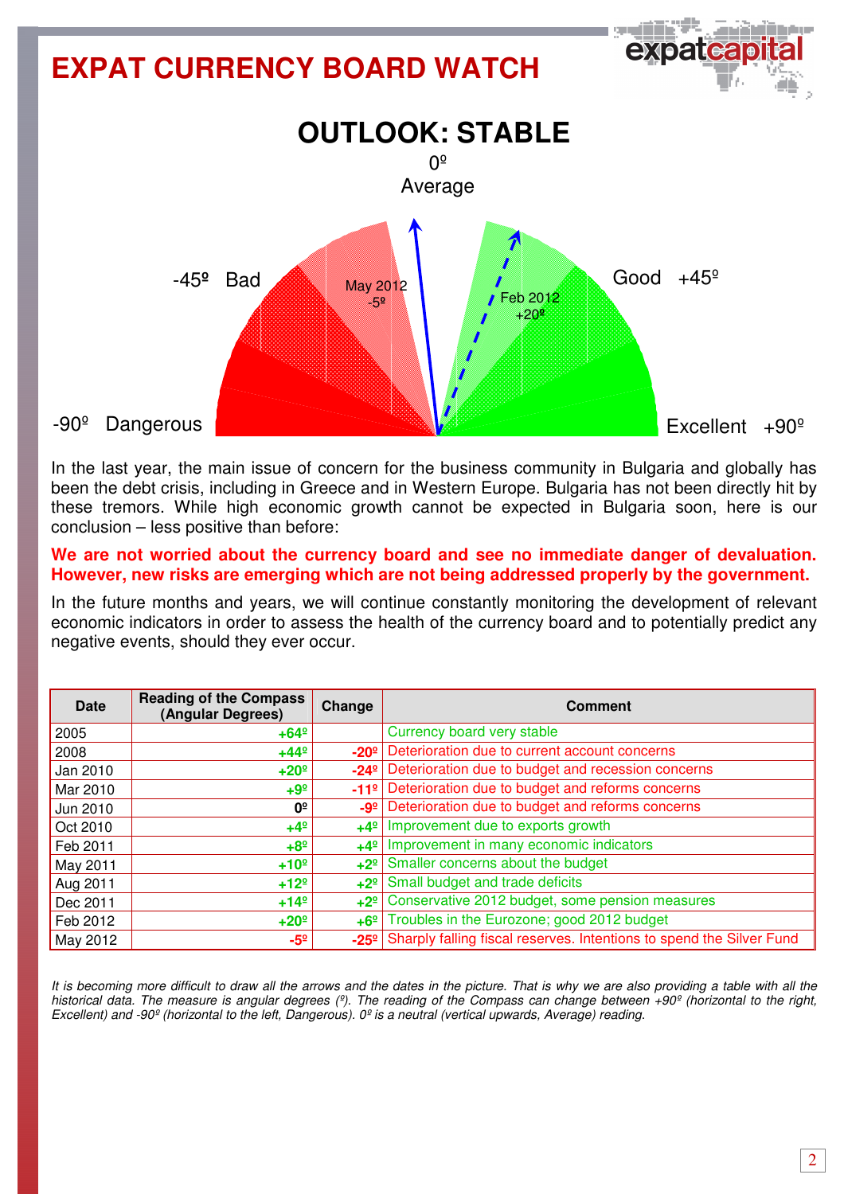# EXPAT CURRENCY BOARD WATCH

## OUTLOOK: STABLE

0º
Average

-45º Bad

May 2012
-5º

Feb 2012
+20º

Good +45º

-90º Dangerous

Excellent +90º

In the last year, the main issue of concern for the business community in Bulgaria and globally has been the debt crisis, including in Greece and in Western Europe. Bulgaria has not been directly hit by these tremors. While high economic growth cannot be expected in Bulgaria soon, here is our conclusion – less positive than before:

**We are not worried about the currency board and see no immediate danger of devaluation. However, new risks are emerging which are not being addressed properly by the government.**

In the future months and years, we will continue constantly monitoring the development of relevant economic indicators in order to assess the health of the currency board and to potentially predict any negative events, should they ever occur.

| Date | Reading of the Compass (Angular Degrees) | Change | Comment |
|---|---|---|---|
| 2005 | +64º | | Currency board very stable |
| 2008 | +44º | -20º | Deterioration due to current account concerns |
| Jan 2010 | +20º | -24º | Deterioration due to budget and recession concerns |
| Mar 2010 | +9º | -11º | Deterioration due to budget and reforms concerns |
| Jun 2010 | 0º | -9º | Deterioration due to budget and reforms concerns |
| Oct 2010 | +4º | +4º | Improvement due to exports growth |
| Feb 2011 | +8º | +4º | Improvement in many economic indicators |
| May 2011 | +10º | +2º | Smaller concerns about the budget |
| Aug 2011 | +12º | +2º | Small budget and trade deficits |
| Dec 2011 | +14º | +2º | Conservative 2012 budget, some pension measures |
| Feb 2012 | +20º | +6º | Troubles in the Eurozone; good 2012 budget |
| May 2012 | -5º | -25º | Sharply falling fiscal reserves. Intentions to spend the Silver Fund |

*It is becoming more difficult to draw all the arrows and the dates in the picture. That is why we are also providing a table with all the historical data. The measure is angular degrees (º). The reading of the Compass can change between +90º (horizontal to the right, Excellent) and -90º (horizontal to the left, Dangerous). 0º is a neutral (vertical upwards, Average) reading.*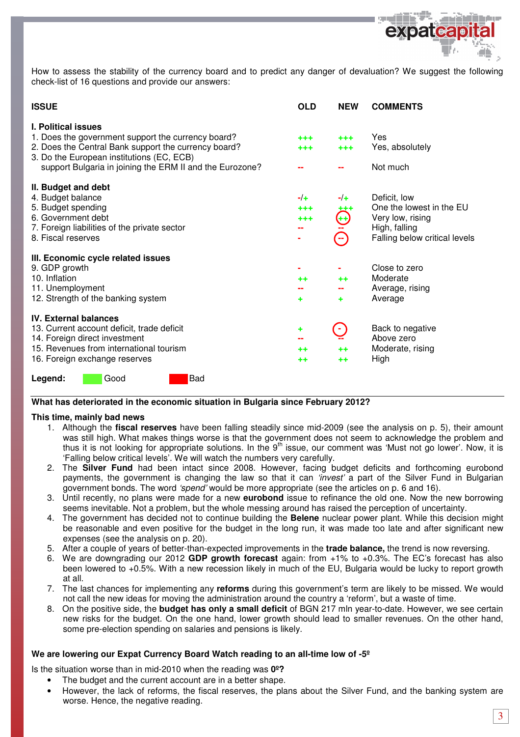How to assess the stability of the currency board and to predict any danger of devaluation? We suggest the following check-list of 16 questions and provide our answers:

| ISSUE | OLD | NEW | COMMENTS |
|---|---|---|---|
| **I. Political issues** | | | |
| 1. Does the government support the currency board? | +++ | +++ | Yes |
| 2. Does the Central Bank support the currency board? | +++ | +++ | Yes, absolutely |
| 3. Do the European institutions (EC, ECB) support Bulgaria in joining the ERM II and the Eurozone? | -- | -- | Not much |
| **II. Budget and debt** | | | |
| 4. Budget balance | -/+ | -/+ | Deficit, low |
| 5. Budget spending | +++ | +++ | One the lowest in the EU |
| 6. Government debt | +++ | ++ | Very low, rising |
| 7. Foreign liabilities of the private sector | -- | -- | High, falling |
| 8. Fiscal reserves | - | -- | Falling below critical levels |
| **III. Economic cycle related issues** | | | |
| 9. GDP growth | - | - | Close to zero |
| 10. Inflation | ++ | ++ | Moderate |
| 11. Unemployment | -- | -- | Average, rising |
| 12. Strength of the banking system | + | + | Average |
| **IV. External balances** | | | |
| 13. Current account deficit, trade deficit | + | - | Back to negative |
| 14. Foreign direct investment | -- | -- | Above zero |
| 15. Revenues from international tourism | ++ | ++ | Moderate, rising |
| 16. Foreign exchange reserves | ++ | ++ | High |

**Legend:** Good (green) Bad (red)

**What has deteriorated in the economic situation in Bulgaria since February 2012?**

**This time, mainly bad news**

1. Although the **fiscal reserves** have been falling steadily since mid-2009 (see the analysis on p. 5), their amount was still high. What makes things worse is that the government does not seem to acknowledge the problem and thus it is not looking for appropriate solutions. In the 9th issue, our comment was 'Must not go lower'. Now, it is 'Falling below critical levels'. We will watch the numbers very carefully.
2. The **Silver Fund** had been intact since 2008. However, facing budget deficits and forthcoming eurobond payments, the government is changing the law so that it can *'invest'* a part of the Silver Fund in Bulgarian government bonds. The word *'spend'* would be more appropriate (see the articles on p. 6 and 16).
3. Until recently, no plans were made for a new **eurobond** issue to refinance the old one. Now the new borrowing seems inevitable. Not a problem, but the whole messing around has raised the perception of uncertainty.
4. The government has decided not to continue building the **Belene** nuclear power plant. While this decision might be reasonable and even positive for the budget in the long run, it was made too late and after significant new expenses (see the analysis on p. 20).
5. After a couple of years of better-than-expected improvements in the **trade balance,** the trend is now reversing.
6. We are downgrading our 2012 **GDP growth forecast** again: from +1% to +0.3%. The EC's forecast has also been lowered to +0.5%. With a new recession likely in much of the EU, Bulgaria would be lucky to report growth at all.
7. The last chances for implementing any **reforms** during this government's term are likely to be missed. We would not call the new ideas for moving the administration around the country a 'reform', but a waste of time.
8. On the positive side, the **budget has only a small deficit** of BGN 217 mln year-to-date. However, we see certain new risks for the budget. On the one hand, lower growth should lead to smaller revenues. On the other hand, some pre-election spending on salaries and pensions is likely.

**We are lowering our Expat Currency Board Watch reading to an all-time low of -5º**

Is the situation worse than in mid-2010 when the reading was **0º?**

- The budget and the current account are in a better shape.
- However, the lack of reforms, the fiscal reserves, the plans about the Silver Fund, and the banking system are worse. Hence, the negative reading.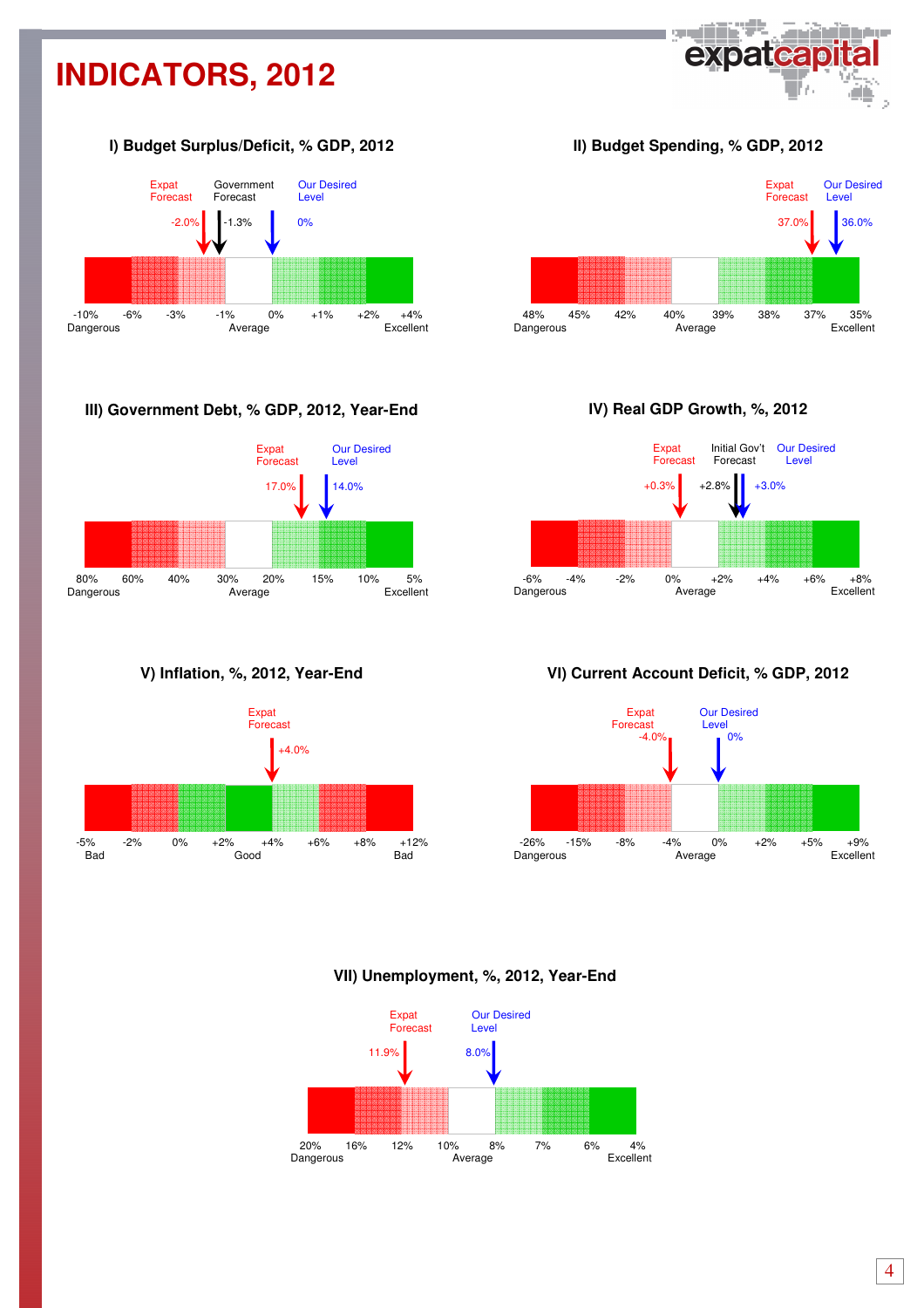# INDICATORS, 2012

### I) Budget Surplus/Deficit, % GDP, 2012

Expat Forecast: -2.0%
Government Forecast: -1.3%
Our Desired Level: 0%

-10% | -6% | -3% | -1% | 0% | +1% | +2% | +4%

Dangerous — Average — Excellent

### II) Budget Spending, % GDP, 2012

Expat Forecast: 37.0%
Our Desired Level: 36.0%

48% | 45% | 42% | 40% | 39% | 38% | 37% | 35%

Dangerous — Average — Excellent

### III) Government Debt, % GDP, 2012, Year-End

Expat Forecast: 17.0%
Our Desired Level: 14.0%

80% | 60% | 40% | 30% | 20% | 15% | 10% | 5%

Dangerous — Average — Excellent

### IV) Real GDP Growth, %, 2012

Expat Forecast: +0.3%
Initial Gov't Forecast: +2.8%
Our Desired Level: +3.0%

-6% | -4% | -2% | 0% | +2% | +4% | +6% | +8%

Dangerous — Average — Excellent

### V) Inflation, %, 2012, Year-End

Expat Forecast: +4.0%

-5% | -2% | 0% | +2% | +4% | +6% | +8% | +12%

Bad — Good — Bad

### VI) Current Account Deficit, % GDP, 2012

Expat Forecast: -4.0%
Our Desired Level: 0%

-26% | -15% | -8% | -4% | 0% | +2% | +5% | +9%

Dangerous — Average — Excellent

### VII) Unemployment, %, 2012, Year-End

Expat Forecast: 11.9%
Our Desired Level: 8.0%

20% | 16% | 12% | 10% | 8% | 7% | 6% | 4%

Dangerous — Average — Excellent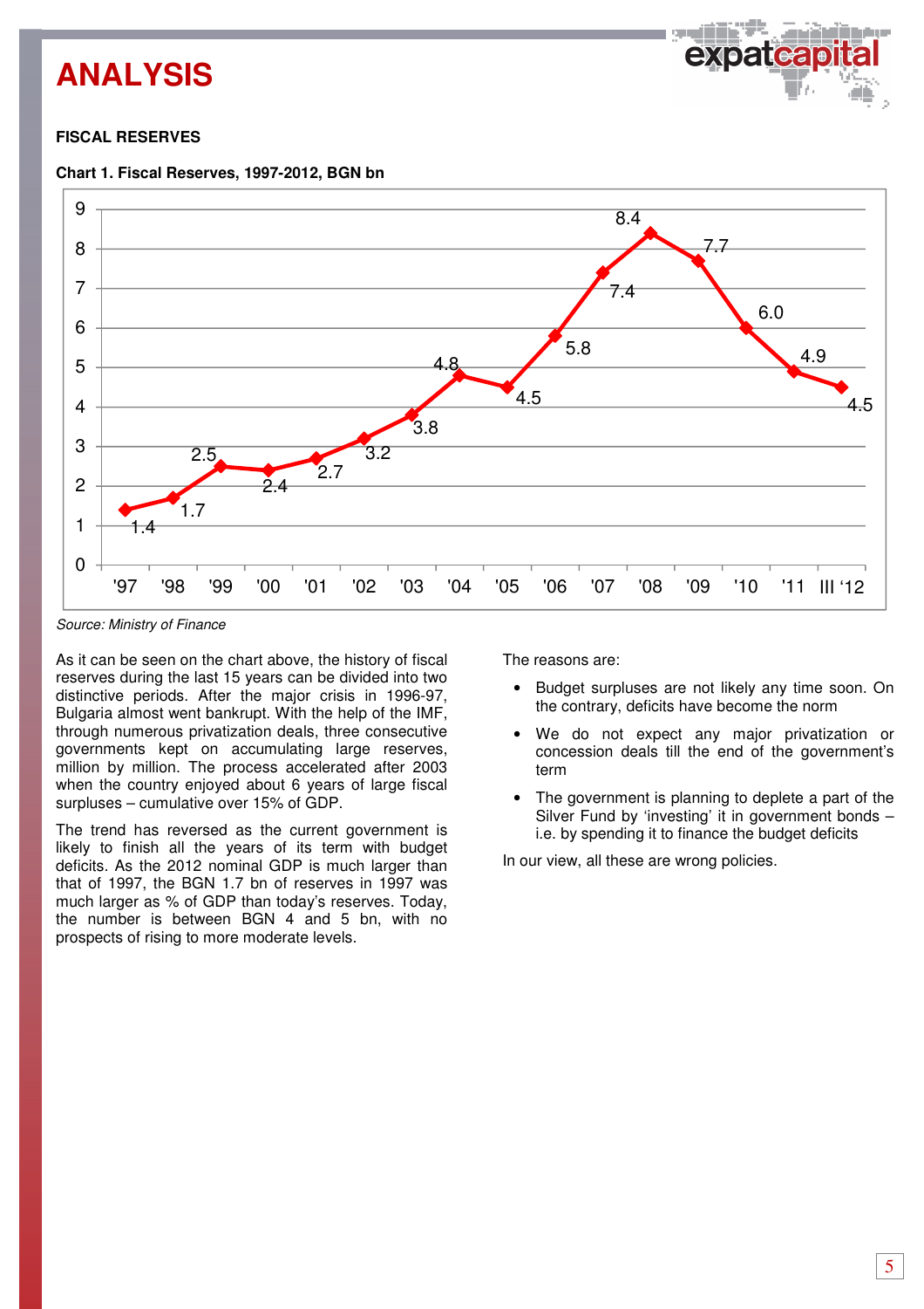# ANALYSIS

**FISCAL RESERVES**

**Chart 1. Fiscal Reserves, 1997-2012, BGN bn**

| Year | '97 | '98 | '99 | '00 | '01 | '02 | '03 | '04 | '05 | '06 | '07 | '08 | '09 | '10 | '11 | III '12 |
|---|---|---|---|---|---|---|---|---|---|---|---|---|---|---|---|---|
| BGN bn | 1.4 | 1.7 | 2.5 | 2.4 | 2.7 | 3.2 | 3.8 | 4.8 | 4.5 | 5.8 | 7.4 | 8.4 | 7.7 | 6.0 | 4.9 | 4.5 |

*Source: Ministry of Finance*

As it can be seen on the chart above, the history of fiscal reserves during the last 15 years can be divided into two distinctive periods. After the major crisis in 1996-97, Bulgaria almost went bankrupt. With the help of the IMF, through numerous privatization deals, three consecutive governments kept on accumulating large reserves, million by million. The process accelerated after 2003 when the country enjoyed about 6 years of large fiscal surpluses – cumulative over 15% of GDP.

The trend has reversed as the current government is likely to finish all the years of its term with budget deficits. As the 2012 nominal GDP is much larger than that of 1997, the BGN 1.7 bn of reserves in 1997 was much larger as % of GDP than today's reserves. Today, the number is between BGN 4 and 5 bn, with no prospects of rising to more moderate levels.

The reasons are:

- Budget surpluses are not likely any time soon. On the contrary, deficits have become the norm
- We do not expect any major privatization or concession deals till the end of the government's term
- The government is planning to deplete a part of the Silver Fund by 'investing' it in government bonds – i.e. by spending it to finance the budget deficits

In our view, all these are wrong policies.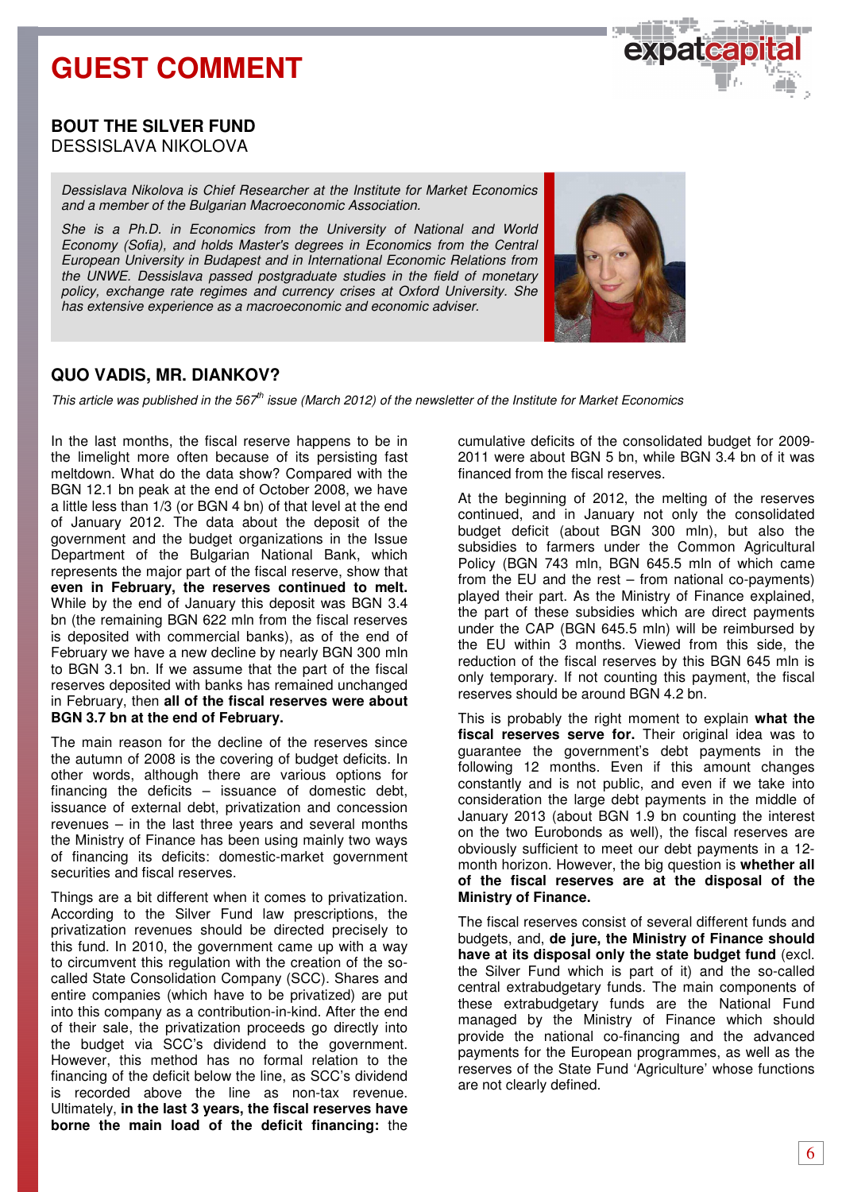# GUEST COMMENT

## BOUT THE SILVER FUND
DESSISLAVA NIKOLOVA

*Dessislava Nikolova is Chief Researcher at the Institute for Market Economics and a member of the Bulgarian Macroeconomic Association.*

*She is a Ph.D. in Economics from the University of National and World Economy (Sofia), and holds Master's degrees in Economics from the Central European University in Budapest and in International Economic Relations from the UNWE. Dessislava passed postgraduate studies in the field of monetary policy, exchange rate regimes and currency crises at Oxford University. She has extensive experience as a macroeconomic and economic adviser.*

## QUO VADIS, MR. DIANKOV?

*This article was published in the 567th issue (March 2012) of the newsletter of the Institute for Market Economics*

In the last months, the fiscal reserve happens to be in the limelight more often because of its persisting fast meltdown. What do the data show? Compared with the BGN 12.1 bn peak at the end of October 2008, we have a little less than 1/3 (or BGN 4 bn) of that level at the end of January 2012. The data about the deposit of the government and the budget organizations in the Issue Department of the Bulgarian National Bank, which represents the major part of the fiscal reserve, show that **even in February, the reserves continued to melt.** While by the end of January this deposit was BGN 3.4 bn (the remaining BGN 622 mln from the fiscal reserves is deposited with commercial banks), as of the end of February we have a new decline by nearly BGN 300 mln to BGN 3.1 bn. If we assume that the part of the fiscal reserves deposited with banks has remained unchanged in February, then **all of the fiscal reserves were about BGN 3.7 bn at the end of February.**

The main reason for the decline of the reserves since the autumn of 2008 is the covering of budget deficits. In other words, although there are various options for financing the deficits – issuance of domestic debt, issuance of external debt, privatization and concession revenues – in the last three years and several months the Ministry of Finance has been using mainly two ways of financing its deficits: domestic-market government securities and fiscal reserves.

Things are a bit different when it comes to privatization. According to the Silver Fund law prescriptions, the privatization revenues should be directed precisely to this fund. In 2010, the government came up with a way to circumvent this regulation with the creation of the so-called State Consolidation Company (SCC). Shares and entire companies (which have to be privatized) are put into this company as a contribution-in-kind. After the end of their sale, the privatization proceeds go directly into the budget via SCC's dividend to the government. However, this method has no formal relation to the financing of the deficit below the line, as SCC's dividend is recorded above the line as non-tax revenue. Ultimately, **in the last 3 years, the fiscal reserves have borne the main load of the deficit financing:** the cumulative deficits of the consolidated budget for 2009-2011 were about BGN 5 bn, while BGN 3.4 bn of it was financed from the fiscal reserves.

At the beginning of 2012, the melting of the reserves continued, and in January not only the consolidated budget deficit (about BGN 300 mln), but also the subsidies to farmers under the Common Agricultural Policy (BGN 743 mln, BGN 645.5 mln of which came from the EU and the rest – from national co-payments) played their part. As the Ministry of Finance explained, the part of these subsidies which are direct payments under the CAP (BGN 645.5 mln) will be reimbursed by the EU within 3 months. Viewed from this side, the reduction of the fiscal reserves by this BGN 645 mln is only temporary. If not counting this payment, the fiscal reserves should be around BGN 4.2 bn.

This is probably the right moment to explain **what the fiscal reserves serve for.** Their original idea was to guarantee the government's debt payments in the following 12 months. Even if this amount changes constantly and is not public, and even if we take into consideration the large debt payments in the middle of January 2013 (about BGN 1.9 bn counting the interest on the two Eurobonds as well), the fiscal reserves are obviously sufficient to meet our debt payments in a 12-month horizon. However, the big question is **whether all of the fiscal reserves are at the disposal of the Ministry of Finance.**

The fiscal reserves consist of several different funds and budgets, and, **de jure, the Ministry of Finance should have at its disposal only the state budget fund** (excl. the Silver Fund which is part of it) and the so-called central extrabudgetary funds. The main components of these extrabudgetary funds are the National Fund managed by the Ministry of Finance which should provide the national co-financing and the advanced payments for the European programmes, as well as the reserves of the State Fund 'Agriculture' whose functions are not clearly defined.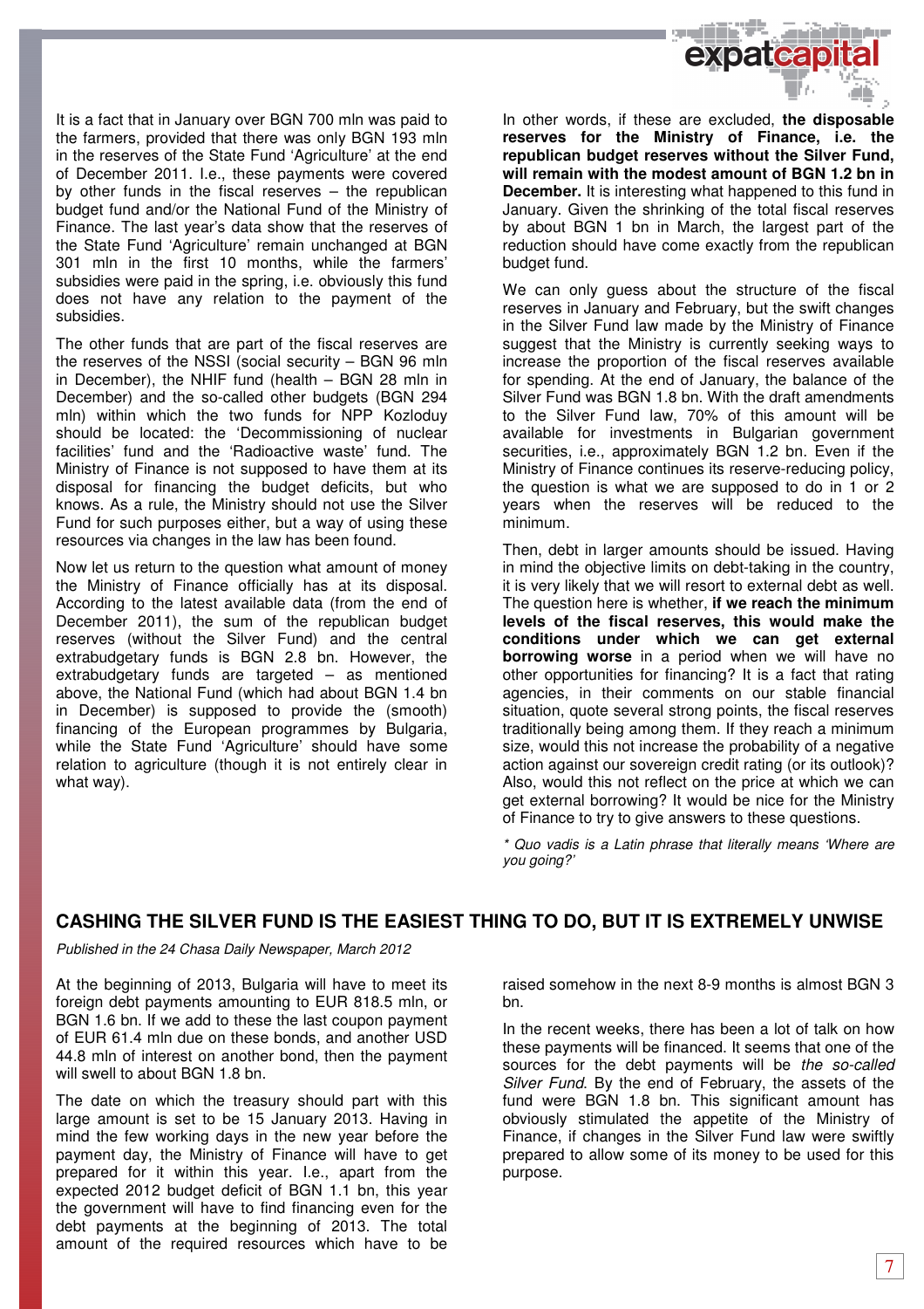It is a fact that in January over BGN 700 mln was paid to the farmers, provided that there was only BGN 193 mln in the reserves of the State Fund 'Agriculture' at the end of December 2011. I.e., these payments were covered by other funds in the fiscal reserves – the republican budget fund and/or the National Fund of the Ministry of Finance. The last year's data show that the reserves of the State Fund 'Agriculture' remain unchanged at BGN 301 mln in the first 10 months, while the farmers' subsidies were paid in the spring, i.e. obviously this fund does not have any relation to the payment of the subsidies.

The other funds that are part of the fiscal reserves are the reserves of the NSSI (social security – BGN 96 mln in December), the NHIF fund (health – BGN 28 mln in December) and the so-called other budgets (BGN 294 mln) within which the two funds for NPP Kozloduy should be located: the 'Decommissioning of nuclear facilities' fund and the 'Radioactive waste' fund. The Ministry of Finance is not supposed to have them at its disposal for financing the budget deficits, but who knows. As a rule, the Ministry should not use the Silver Fund for such purposes either, but a way of using these resources via changes in the law has been found.

Now let us return to the question what amount of money the Ministry of Finance officially has at its disposal. According to the latest available data (from the end of December 2011), the sum of the republican budget reserves (without the Silver Fund) and the central extrabudgetary funds is BGN 2.8 bn. However, the extrabudgetary funds are targeted – as mentioned above, the National Fund (which had about BGN 1.4 bn in December) is supposed to provide the (smooth) financing of the European programmes by Bulgaria, while the State Fund 'Agriculture' should have some relation to agriculture (though it is not entirely clear in what way).

In other words, if these are excluded, **the disposable reserves for the Ministry of Finance, i.e. the republican budget reserves without the Silver Fund, will remain with the modest amount of BGN 1.2 bn in December.** It is interesting what happened to this fund in January. Given the shrinking of the total fiscal reserves by about BGN 1 bn in March, the largest part of the reduction should have come exactly from the republican budget fund.

We can only guess about the structure of the fiscal reserves in January and February, but the swift changes in the Silver Fund law made by the Ministry of Finance suggest that the Ministry is currently seeking ways to increase the proportion of the fiscal reserves available for spending. At the end of January, the balance of the Silver Fund was BGN 1.8 bn. With the draft amendments to the Silver Fund law, 70% of this amount will be available for investments in Bulgarian government securities, i.e., approximately BGN 1.2 bn. Even if the Ministry of Finance continues its reserve-reducing policy, the question is what we are supposed to do in 1 or 2 years when the reserves will be reduced to the minimum.

Then, debt in larger amounts should be issued. Having in mind the objective limits on debt-taking in the country, it is very likely that we will resort to external debt as well. The question here is whether, **if we reach the minimum levels of the fiscal reserves, this would make the conditions under which we can get external borrowing worse** in a period when we will have no other opportunities for financing? It is a fact that rating agencies, in their comments on our stable financial situation, quote several strong points, the fiscal reserves traditionally being among them. If they reach a minimum size, would this not increase the probability of a negative action against our sovereign credit rating (or its outlook)? Also, would this not reflect on the price at which we can get external borrowing? It would be nice for the Ministry of Finance to try to give answers to these questions.

*\* Quo vadis is a Latin phrase that literally means 'Where are you going?'*

## CASHING THE SILVER FUND IS THE EASIEST THING TO DO, BUT IT IS EXTREMELY UNWISE

*Published in the 24 Chasa Daily Newspaper, March 2012*

At the beginning of 2013, Bulgaria will have to meet its foreign debt payments amounting to EUR 818.5 mln, or BGN 1.6 bn. If we add to these the last coupon payment of EUR 61.4 mln due on these bonds, and another USD 44.8 mln of interest on another bond, then the payment will swell to about BGN 1.8 bn.

The date on which the treasury should part with this large amount is set to be 15 January 2013. Having in mind the few working days in the new year before the payment day, the Ministry of Finance will have to get prepared for it within this year. I.e., apart from the expected 2012 budget deficit of BGN 1.1 bn, this year the government will have to find financing even for the debt payments at the beginning of 2013. The total amount of the required resources which have to be raised somehow in the next 8-9 months is almost BGN 3 bn.

In the recent weeks, there has been a lot of talk on how these payments will be financed. It seems that one of the sources for the debt payments will be *the so-called Silver Fund*. By the end of February, the assets of the fund were BGN 1.8 bn. This significant amount has obviously stimulated the appetite of the Ministry of Finance, if changes in the Silver Fund law were swiftly prepared to allow some of its money to be used for this purpose.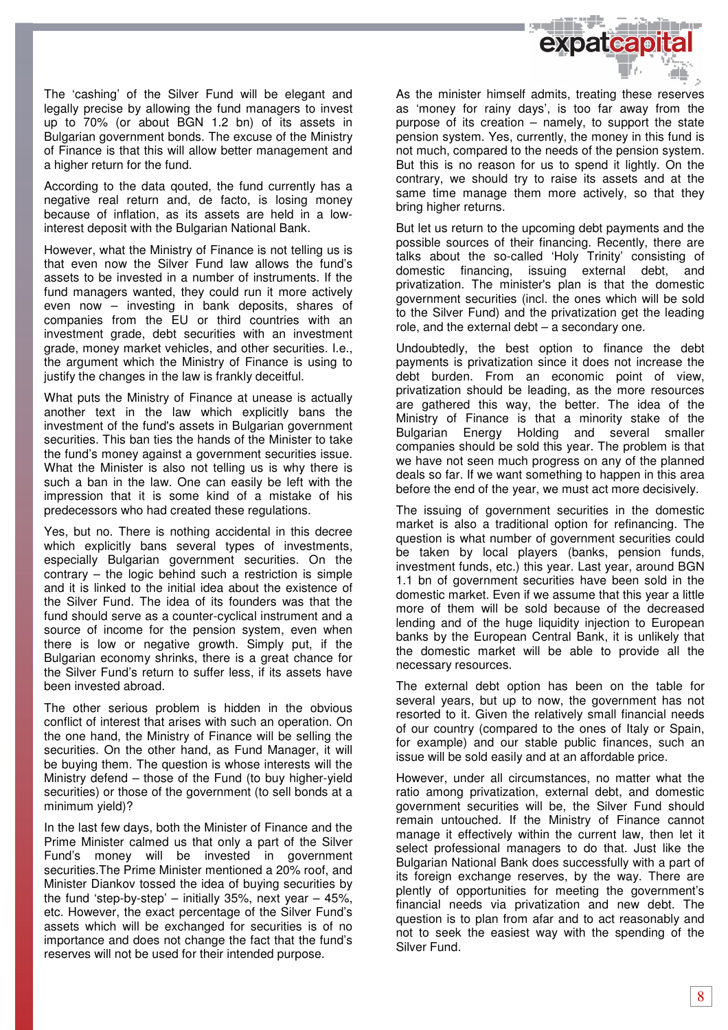The 'cashing' of the Silver Fund will be elegant and legally precise by allowing the fund managers to invest up to 70% (or about BGN 1.2 bn) of its assets in Bulgarian government bonds. The excuse of the Ministry of Finance is that this will allow better management and a higher return for the fund.

According to the data qouted, the fund currently has a negative real return and, de facto, is losing money because of inflation, as its assets are held in a low-interest deposit with the Bulgarian National Bank.

However, what the Ministry of Finance is not telling us is that even now the Silver Fund law allows the fund's assets to be invested in a number of instruments. If the fund managers wanted, they could run it more actively even now – investing in bank deposits, shares of companies from the EU or third countries with an investment grade, debt securities with an investment grade, money market vehicles, and other securities. I.e., the argument which the Ministry of Finance is using to justify the changes in the law is frankly deceitful.

What puts the Ministry of Finance at unease is actually another text in the law which explicitly bans the investment of the fund's assets in Bulgarian government securities. This ban ties the hands of the Minister to take the fund's money against a government securities issue. What the Minister is also not telling us is why there is such a ban in the law. One can easily be left with the impression that it is some kind of a mistake of his predecessors who had created these regulations.

Yes, but no. There is nothing accidental in this decree which explicitly bans several types of investments, especially Bulgarian government securities. On the contrary – the logic behind such a restriction is simple and it is linked to the initial idea about the existence of the Silver Fund. The idea of its founders was that the fund should serve as a counter-cyclical instrument and a source of income for the pension system, even when there is low or negative growth. Simply put, if the Bulgarian economy shrinks, there is a great chance for the Silver Fund's return to suffer less, if its assets have been invested abroad.

The other serious problem is hidden in the obvious conflict of interest that arises with such an operation. On the one hand, the Ministry of Finance will be selling the securities. On the other hand, as Fund Manager, it will be buying them. The question is whose interests will the Ministry defend – those of the Fund (to buy higher-yield securities) or those of the government (to sell bonds at a minimum yield)?

In the last few days, both the Minister of Finance and the Prime Minister calmed us that only a part of the Silver Fund's money will be invested in government securities.The Prime Minister mentioned a 20% roof, and Minister Diankov tossed the idea of buying securities by the fund 'step-by-step' – initially 35%, next year – 45%, etc. However, the exact percentage of the Silver Fund's assets which will be exchanged for securities is of no importance and does not change the fact that the fund's reserves will not be used for their intended purpose.

As the minister himself admits, treating these reserves as 'money for rainy days', is too far away from the purpose of its creation – namely, to support the state pension system. Yes, currently, the money in this fund is not much, compared to the needs of the pension system. But this is no reason for us to spend it lightly. On the contrary, we should try to raise its assets and at the same time manage them more actively, so that they bring higher returns.

But let us return to the upcoming debt payments and the possible sources of their financing. Recently, there are talks about the so-called 'Holy Trinity' consisting of domestic financing, issuing external debt, and privatization. The minister's plan is that the domestic government securities (incl. the ones which will be sold to the Silver Fund) and the privatization get the leading role, and the external debt – a secondary one.

Undoubtedly, the best option to finance the debt payments is privatization since it does not increase the debt burden. From an economic point of view, privatization should be leading, as the more resources are gathered this way, the better. The idea of the Ministry of Finance is that a minority stake of the Bulgarian Energy Holding and several smaller companies should be sold this year. The problem is that we have not seen much progress on any of the planned deals so far. If we want something to happen in this area before the end of the year, we must act more decisively.

The issuing of government securities in the domestic market is also a traditional option for refinancing. The question is what number of government securities could be taken by local players (banks, pension funds, investment funds, etc.) this year. Last year, around BGN 1.1 bn of government securities have been sold in the domestic market. Even if we assume that this year a little more of them will be sold because of the decreased lending and of the huge liquidity injection to European banks by the European Central Bank, it is unlikely that the domestic market will be able to provide all the necessary resources.

The external debt option has been on the table for several years, but up to now, the government has not resorted to it. Given the relatively small financial needs of our country (compared to the ones of Italy or Spain, for example) and our stable public finances, such an issue will be sold easily and at an affordable price.

However, under all circumstances, no matter what the ratio among privatization, external debt, and domestic government securities will be, the Silver Fund should remain untouched. If the Ministry of Finance cannot manage it effectively within the current law, then let it select professional managers to do that. Just like the Bulgarian National Bank does successfully with a part of its foreign exchange reserves, by the way. There are plently of opportunities for meeting the government's financial needs via privatization and new debt. The question is to plan from afar and to act reasonably and not to seek the easiest way with the spending of the Silver Fund.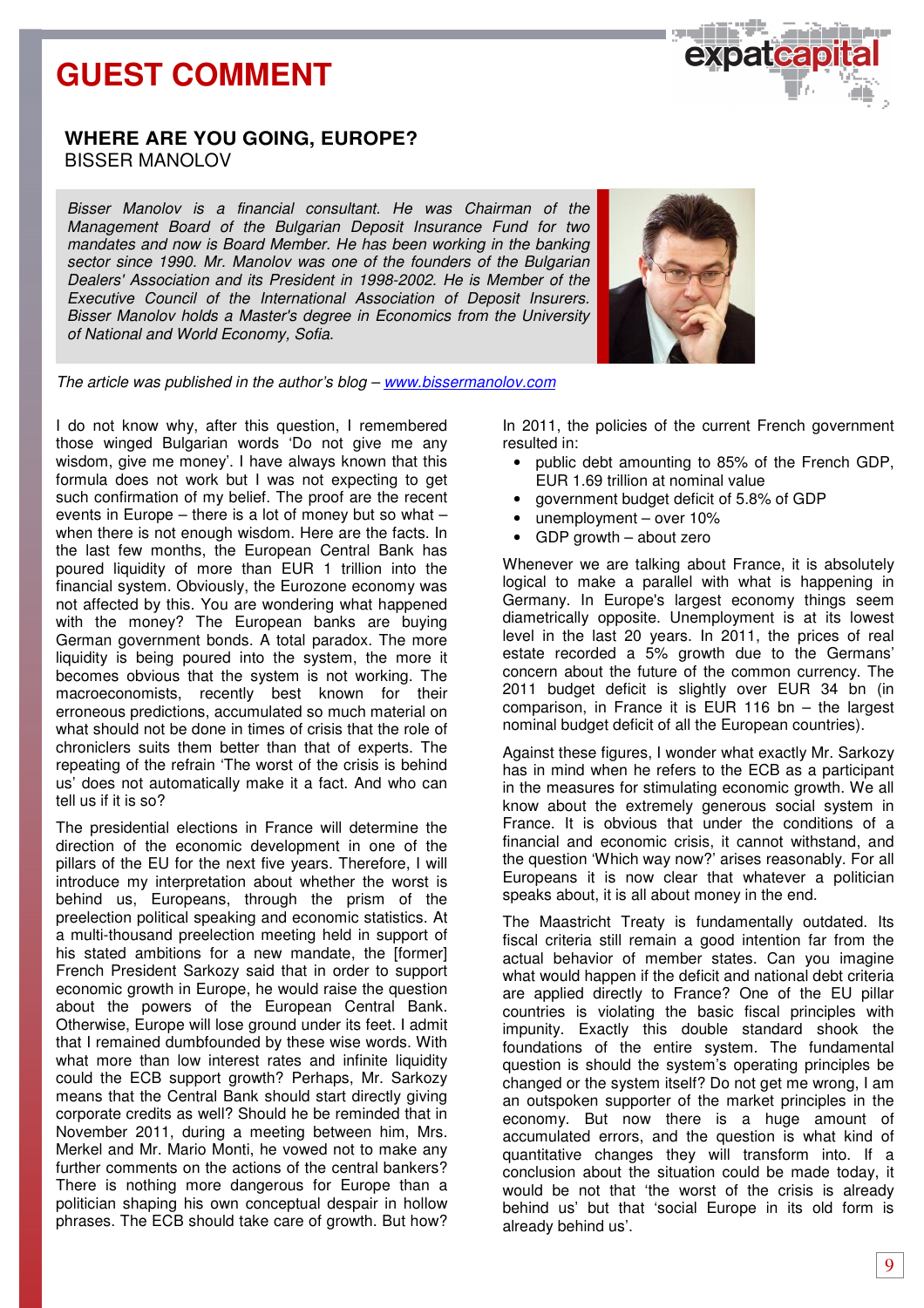# GUEST COMMENT

## WHERE ARE YOU GOING, EUROPE?

BISSER MANOLOV

*Bisser Manolov is a financial consultant. He was Chairman of the Management Board of the Bulgarian Deposit Insurance Fund for two mandates and now is Board Member. He has been working in the banking sector since 1990. Mr. Manolov was one of the founders of the Bulgarian Dealers' Association and its President in 1998-2002. He is Member of the Executive Council of the International Association of Deposit Insurers. Bisser Manolov holds a Master's degree in Economics from the University of National and World Economy, Sofia.*

*The article was published in the author's blog – [www.bissermanolov.com](http://www.bissermanolov.com)*

I do not know why, after this question, I remembered those winged Bulgarian words 'Do not give me any wisdom, give me money'. I have always known that this formula does not work but I was not expecting to get such confirmation of my belief. The proof are the recent events in Europe – there is a lot of money but so what – when there is not enough wisdom. Here are the facts. In the last few months, the European Central Bank has poured liquidity of more than EUR 1 trillion into the financial system. Obviously, the Eurozone economy was not affected by this. You are wondering what happened with the money? The European banks are buying German government bonds. A total paradox. The more liquidity is being poured into the system, the more it becomes obvious that the system is not working. The macroeconomists, recently best known for their erroneous predictions, accumulated so much material on what should not be done in times of crisis that the role of chroniclers suits them better than that of experts. The repeating of the refrain 'The worst of the crisis is behind us' does not automatically make it a fact. And who can tell us if it is so?

The presidential elections in France will determine the direction of the economic development in one of the pillars of the EU for the next five years. Therefore, I will introduce my interpretation about whether the worst is behind us, Europeans, through the prism of the preelection political speaking and economic statistics. At a multi-thousand preelection meeting held in support of his stated ambitions for a new mandate, the [former] French President Sarkozy said that in order to support economic growth in Europe, he would raise the question about the powers of the European Central Bank. Otherwise, Europe will lose ground under its feet. I admit that I remained dumbfounded by these wise words. With what more than low interest rates and infinite liquidity could the ECB support growth? Perhaps, Mr. Sarkozy means that the Central Bank should start directly giving corporate credits as well? Should he be reminded that in November 2011, during a meeting between him, Mrs. Merkel and Mr. Mario Monti, he vowed not to make any further comments on the actions of the central bankers? There is nothing more dangerous for Europe than a politician shaping his own conceptual despair in hollow phrases. The ECB should take care of growth. But how?

In 2011, the policies of the current French government resulted in:

- public debt amounting to 85% of the French GDP, EUR 1.69 trillion at nominal value
- government budget deficit of 5.8% of GDP
- unemployment – over 10%
- GDP growth – about zero

Whenever we are talking about France, it is absolutely logical to make a parallel with what is happening in Germany. In Europe's largest economy things seem diametrically opposite. Unemployment is at its lowest level in the last 20 years. In 2011, the prices of real estate recorded a 5% growth due to the Germans' concern about the future of the common currency. The 2011 budget deficit is slightly over EUR 34 bn (in comparison, in France it is EUR 116 bn – the largest nominal budget deficit of all the European countries).

Against these figures, I wonder what exactly Mr. Sarkozy has in mind when he refers to the ECB as a participant in the measures for stimulating economic growth. We all know about the extremely generous social system in France. It is obvious that under the conditions of a financial and economic crisis, it cannot withstand, and the question 'Which way now?' arises reasonably. For all Europeans it is now clear that whatever a politician speaks about, it is all about money in the end.

The Maastricht Treaty is fundamentally outdated. Its fiscal criteria still remain a good intention far from the actual behavior of member states. Can you imagine what would happen if the deficit and national debt criteria are applied directly to France? One of the EU pillar countries is violating the basic fiscal principles with impunity. Exactly this double standard shook the foundations of the entire system. The fundamental question is should the system's operating principles be changed or the system itself? Do not get me wrong, I am an outspoken supporter of the market principles in the economy. But now there is a huge amount of accumulated errors, and the question is what kind of quantitative changes they will transform into. If a conclusion about the situation could be made today, it would be not that 'the worst of the crisis is already behind us' but that 'social Europe in its old form is already behind us'.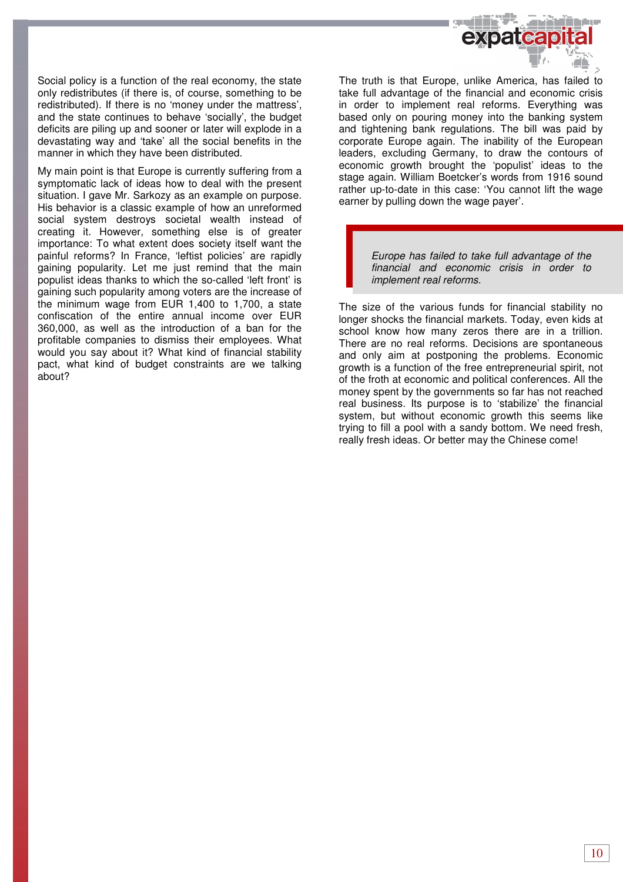Social policy is a function of the real economy, the state only redistributes (if there is, of course, something to be redistributed). If there is no 'money under the mattress', and the state continues to behave 'socially', the budget deficits are piling up and sooner or later will explode in a devastating way and 'take' all the social benefits in the manner in which they have been distributed.

My main point is that Europe is currently suffering from a symptomatic lack of ideas how to deal with the present situation. I gave Mr. Sarkozy as an example on purpose. His behavior is a classic example of how an unreformed social system destroys societal wealth instead of creating it. However, something else is of greater importance: To what extent does society itself want the painful reforms? In France, 'leftist policies' are rapidly gaining popularity. Let me just remind that the main populist ideas thanks to which the so-called 'left front' is gaining such popularity among voters are the increase of the minimum wage from EUR 1,400 to 1,700, a state confiscation of the entire annual income over EUR 360,000, as well as the introduction of a ban for the profitable companies to dismiss their employees. What would you say about it? What kind of financial stability pact, what kind of budget constraints are we talking about?

The truth is that Europe, unlike America, has failed to take full advantage of the financial and economic crisis in order to implement real reforms. Everything was based only on pouring money into the banking system and tightening bank regulations. The bill was paid by corporate Europe again. The inability of the European leaders, excluding Germany, to draw the contours of economic growth brought the 'populist' ideas to the stage again. William Boetcker's words from 1916 sound rather up-to-date in this case: 'You cannot lift the wage earner by pulling down the wage payer'.

> *Europe has failed to take full advantage of the financial and economic crisis in order to implement real reforms.*

The size of the various funds for financial stability no longer shocks the financial markets. Today, even kids at school know how many zeros there are in a trillion. There are no real reforms. Decisions are spontaneous and only aim at postponing the problems. Economic growth is a function of the free entrepreneurial spirit, not of the froth at economic and political conferences. All the money spent by the governments so far has not reached real business. Its purpose is to 'stabilize' the financial system, but without economic growth this seems like trying to fill a pool with a sandy bottom. We need fresh, really fresh ideas. Or better may the Chinese come!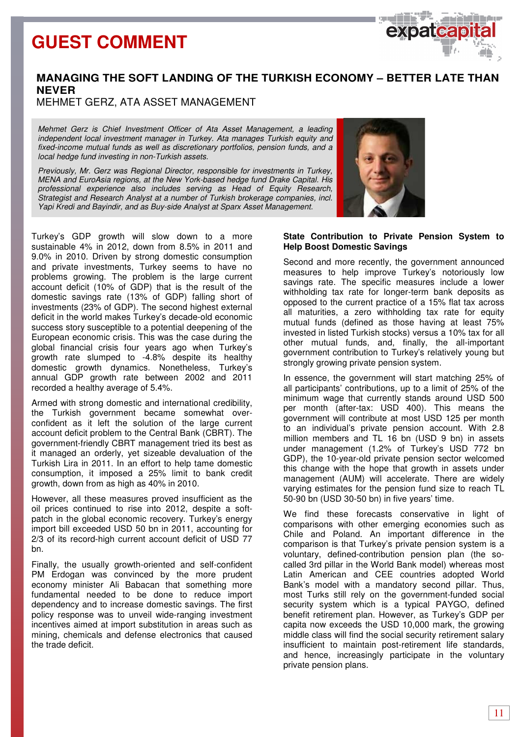# GUEST COMMENT

## MANAGING THE SOFT LANDING OF THE TURKISH ECONOMY – BETTER LATE THAN NEVER

MEHMET GERZ, ATA ASSET MANAGEMENT

*Mehmet Gerz is Chief Investment Officer of Ata Asset Management, a leading independent local investment manager in Turkey. Ata manages Turkish equity and fixed-income mutual funds as well as discretionary portfolios, pension funds, and a local hedge fund investing in non-Turkish assets.*

*Previously, Mr. Gerz was Regional Director, responsible for investments in Turkey, MENA and EuroAsia regions, at the New York-based hedge fund Drake Capital. His professional experience also includes serving as Head of Equity Research, Strategist and Research Analyst at a number of Turkish brokerage companies, incl. Yapi Kredi and Bayindir, and as Buy-side Analyst at Sparx Asset Management.*

Turkey's GDP growth will slow down to a more sustainable 4% in 2012, down from 8.5% in 2011 and 9.0% in 2010. Driven by strong domestic consumption and private investments, Turkey seems to have no problems growing. The problem is the large current account deficit (10% of GDP) that is the result of the domestic savings rate (13% of GDP) falling short of investments (23% of GDP). The second highest external deficit in the world makes Turkey's decade-old economic success story susceptible to a potential deepening of the European economic crisis. This was the case during the global financial crisis four years ago when Turkey's growth rate slumped to -4.8% despite its healthy domestic growth dynamics. Nonetheless, Turkey's annual GDP growth rate between 2002 and 2011 recorded a healthy average of 5.4%.

Armed with strong domestic and international credibility, the Turkish government became somewhat over-confident as it left the solution of the large current account deficit problem to the Central Bank (CBRT). The government-friendly CBRT management tried its best as it managed an orderly, yet sizeable devaluation of the Turkish Lira in 2011. In an effort to help tame domestic consumption, it imposed a 25% limit to bank credit growth, down from as high as 40% in 2010.

However, all these measures proved insufficient as the oil prices continued to rise into 2012, despite a soft-patch in the global economic recovery. Turkey's energy import bill exceeded USD 50 bn in 2011, accounting for 2/3 of its record-high current account deficit of USD 77 bn.

Finally, the usually growth-oriented and self-confident PM Erdogan was convinced by the more prudent economy minister Ali Babacan that something more fundamental needed to be done to reduce import dependency and to increase domestic savings. The first policy response was to unveil wide-ranging investment incentives aimed at import substitution in areas such as mining, chemicals and defense electronics that caused the trade deficit.

### State Contribution to Private Pension System to Help Boost Domestic Savings

Second and more recently, the government announced measures to help improve Turkey's notoriously low savings rate. The specific measures include a lower withholding tax rate for longer-term bank deposits as opposed to the current practice of a 15% flat tax across all maturities, a zero withholding tax rate for equity mutual funds (defined as those having at least 75% invested in listed Turkish stocks) versus a 10% tax for all other mutual funds, and, finally, the all-important government contribution to Turkey's relatively young but strongly growing private pension system.

In essence, the government will start matching 25% of all participants' contributions, up to a limit of 25% of the minimum wage that currently stands around USD 500 per month (after-tax: USD 400). This means the government will contribute at most USD 125 per month to an individual's private pension account. With 2.8 million members and TL 16 bn (USD 9 bn) in assets under management (1.2% of Turkey's USD 772 bn GDP), the 10-year-old private pension sector welcomed this change with the hope that growth in assets under management (AUM) will accelerate. There are widely varying estimates for the pension fund size to reach TL 50-90 bn (USD 30-50 bn) in five years' time.

We find these forecasts conservative in light of comparisons with other emerging economies such as Chile and Poland. An important difference in the comparison is that Turkey's private pension system is a voluntary, defined-contribution pension plan (the so-called 3rd pillar in the World Bank model) whereas most Latin American and CEE countries adopted World Bank's model with a mandatory second pillar. Thus, most Turks still rely on the government-funded social security system which is a typical PAYGO, defined benefit retirement plan. However, as Turkey's GDP per capita now exceeds the USD 10,000 mark, the growing middle class will find the social security retirement salary insufficient to maintain post-retirement life standards, and hence, increasingly participate in the voluntary private pension plans.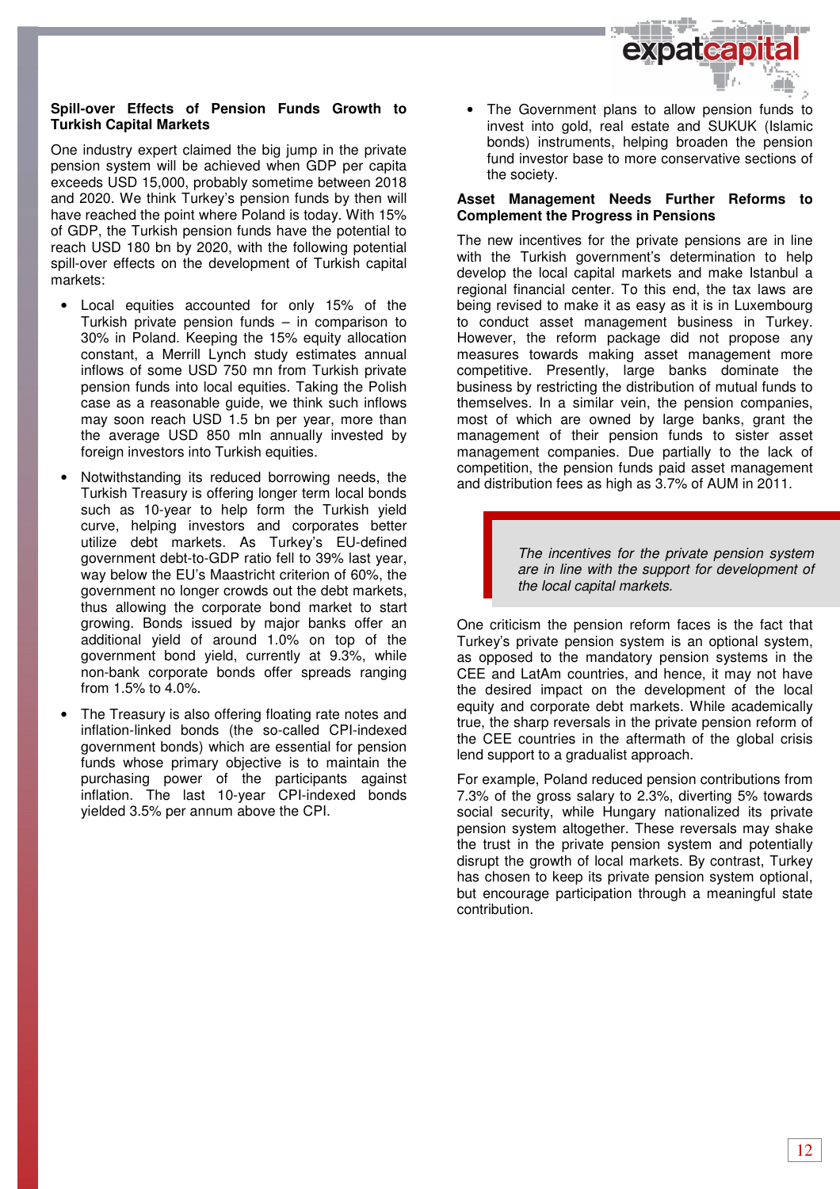## Spill-over Effects of Pension Funds Growth to Turkish Capital Markets

One industry expert claimed the big jump in the private pension system will be achieved when GDP per capita exceeds USD 15,000, probably sometime between 2018 and 2020. We think Turkey's pension funds by then will have reached the point where Poland is today. With 15% of GDP, the Turkish pension funds have the potential to reach USD 180 bn by 2020, with the following potential spill-over effects on the development of Turkish capital markets:

- Local equities accounted for only 15% of the Turkish private pension funds – in comparison to 30% in Poland. Keeping the 15% equity allocation constant, a Merrill Lynch study estimates annual inflows of some USD 750 mn from Turkish private pension funds into local equities. Taking the Polish case as a reasonable guide, we think such inflows may soon reach USD 1.5 bn per year, more than the average USD 850 mln annually invested by foreign investors into Turkish equities.
- Notwithstanding its reduced borrowing needs, the Turkish Treasury is offering longer term local bonds such as 10-year to help form the Turkish yield curve, helping investors and corporates better utilize debt markets. As Turkey's EU-defined government debt-to-GDP ratio fell to 39% last year, way below the EU's Maastricht criterion of 60%, the government no longer crowds out the debt markets, thus allowing the corporate bond market to start growing. Bonds issued by major banks offer an additional yield of around 1.0% on top of the government bond yield, currently at 9.3%, while non-bank corporate bonds offer spreads ranging from 1.5% to 4.0%.
- The Treasury is also offering floating rate notes and inflation-linked bonds (the so-called CPI-indexed government bonds) which are essential for pension funds whose primary objective is to maintain the purchasing power of the participants against inflation. The last 10-year CPI-indexed bonds yielded 3.5% per annum above the CPI.
- The Government plans to allow pension funds to invest into gold, real estate and SUKUK (Islamic bonds) instruments, helping broaden the pension fund investor base to more conservative sections of the society.

## Asset Management Needs Further Reforms to Complement the Progress in Pensions

The new incentives for the private pensions are in line with the Turkish government's determination to help develop the local capital markets and make Istanbul a regional financial center. To this end, the tax laws are being revised to make it as easy as it is in Luxembourg to conduct asset management business in Turkey. However, the reform package did not propose any measures towards making asset management more competitive. Presently, large banks dominate the business by restricting the distribution of mutual funds to themselves. In a similar vein, the pension companies, most of which are owned by large banks, grant the management of their pension funds to sister asset management companies. Due partially to the lack of competition, the pension funds paid asset management and distribution fees as high as 3.7% of AUM in 2011.

> *The incentives for the private pension system are in line with the support for development of the local capital markets.*

One criticism the pension reform faces is the fact that Turkey's private pension system is an optional system, as opposed to the mandatory pension systems in the CEE and LatAm countries, and hence, it may not have the desired impact on the development of the local equity and corporate debt markets. While academically true, the sharp reversals in the private pension reform of the CEE countries in the aftermath of the global crisis lend support to a gradualist approach.

For example, Poland reduced pension contributions from 7.3% of the gross salary to 2.3%, diverting 5% towards social security, while Hungary nationalized its private pension system altogether. These reversals may shake the trust in the private pension system and potentially disrupt the growth of local markets. By contrast, Turkey has chosen to keep its private pension system optional, but encourage participation through a meaningful state contribution.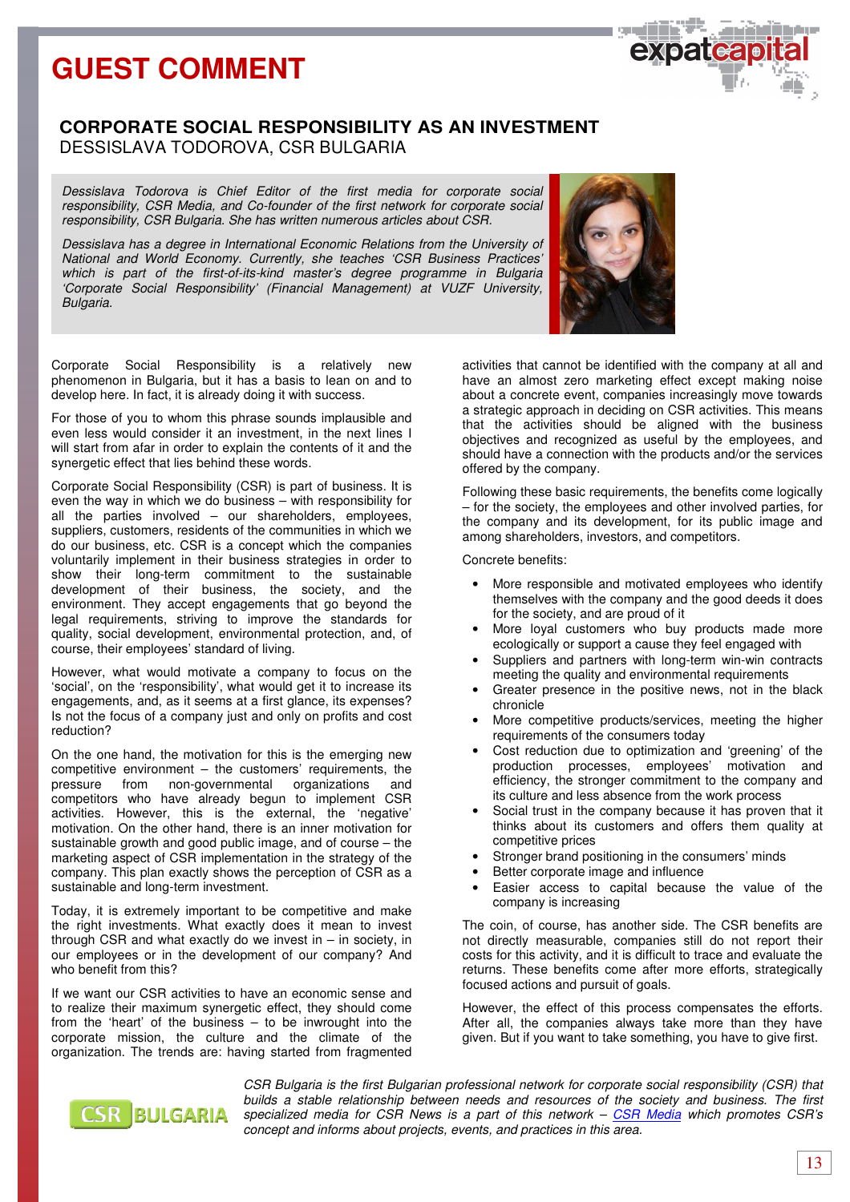# GUEST COMMENT

## CORPORATE SOCIAL RESPONSIBILITY AS AN INVESTMENT

DESSISLAVA TODOROVA, CSR BULGARIA

*Dessislava Todorova is Chief Editor of the first media for corporate social responsibility, CSR Media, and Co-founder of the first network for corporate social responsibility, CSR Bulgaria. She has written numerous articles about CSR.*

*Dessislava has a degree in International Economic Relations from the University of National and World Economy. Currently, she teaches 'CSR Business Practices' which is part of the first-of-its-kind master's degree programme in Bulgaria 'Corporate Social Responsibility' (Financial Management) at VUZF University, Bulgaria.*

Corporate Social Responsibility is a relatively new phenomenon in Bulgaria, but it has a basis to lean on and to develop here. In fact, it is already doing it with success.

For those of you to whom this phrase sounds implausible and even less would consider it an investment, in the next lines I will start from afar in order to explain the contents of it and the synergetic effect that lies behind these words.

Corporate Social Responsibility (CSR) is part of business. It is even the way in which we do business – with responsibility for all the parties involved – our shareholders, employees, suppliers, customers, residents of the communities in which we do our business, etc. CSR is a concept which the companies voluntarily implement in their business strategies in order to show their long-term commitment to the sustainable development of their business, the society, and the environment. They accept engagements that go beyond the legal requirements, striving to improve the standards for quality, social development, environmental protection, and, of course, their employees' standard of living.

However, what would motivate a company to focus on the 'social', on the 'responsibility', what would get it to increase its engagements, and, as it seems at a first glance, its expenses? Is not the focus of a company just and only on profits and cost reduction?

On the one hand, the motivation for this is the emerging new competitive environment – the customers' requirements, the pressure from non-governmental organizations and competitors who have already begun to implement CSR activities. However, this is the external, the 'negative' motivation. On the other hand, there is an inner motivation for sustainable growth and good public image, and of course – the marketing aspect of CSR implementation in the strategy of the company. This plan exactly shows the perception of CSR as a sustainable and long-term investment.

Today, it is extremely important to be competitive and make the right investments. What exactly does it mean to invest through CSR and what exactly do we invest in – in society, in our employees or in the development of our company? And who benefit from this?

If we want our CSR activities to have an economic sense and to realize their maximum synergetic effect, they should come from the 'heart' of the business – to be inwrought into the corporate mission, the culture and the climate of the organization. The trends are: having started from fragmented activities that cannot be identified with the company at all and have an almost zero marketing effect except making noise about a concrete event, companies increasingly move towards a strategic approach in deciding on CSR activities. This means that the activities should be aligned with the business objectives and recognized as useful by the employees, and should have a connection with the products and/or the services offered by the company.

Following these basic requirements, the benefits come logically – for the society, the employees and other involved parties, for the company and its development, for its public image and among shareholders, investors, and competitors.

Concrete benefits:

- More responsible and motivated employees who identify themselves with the company and the good deeds it does for the society, and are proud of it
- More loyal customers who buy products made more ecologically or support a cause they feel engaged with
- Suppliers and partners with long-term win-win contracts meeting the quality and environmental requirements
- Greater presence in the positive news, not in the black chronicle
- More competitive products/services, meeting the higher requirements of the consumers today
- Cost reduction due to optimization and 'greening' of the production processes, employees' motivation and efficiency, the stronger commitment to the company and its culture and less absence from the work process
- Social trust in the company because it has proven that it thinks about its customers and offers them quality at competitive prices
- Stronger brand positioning in the consumers' minds
- Better corporate image and influence
- Easier access to capital because the value of the company is increasing

The coin, of course, has another side. The CSR benefits are not directly measurable, companies still do not report their costs for this activity, and it is difficult to trace and evaluate the returns. These benefits come after more efforts, strategically focused actions and pursuit of goals.

However, the effect of this process compensates the efforts. After all, the companies always take more than they have given. But if you want to take something, you have to give first.

*CSR Bulgaria is the first Bulgarian professional network for corporate social responsibility (CSR) that builds a stable relationship between needs and resources of the society and business. The first specialized media for CSR News is a part of this network – CSR Media which promotes CSR's concept and informs about projects, events, and practices in this area.*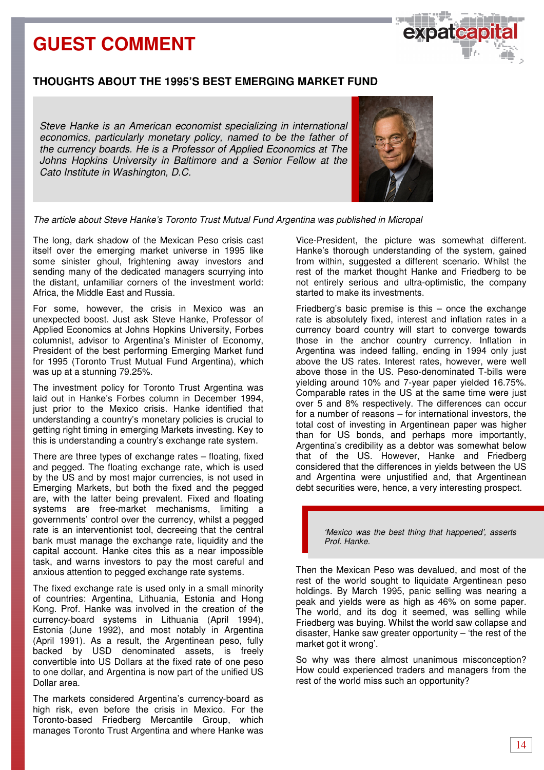# GUEST COMMENT

## THOUGHTS ABOUT THE 1995'S BEST EMERGING MARKET FUND

*Steve Hanke is an American economist specializing in international economics, particularly monetary policy, named to be the father of the currency boards. He is a Professor of Applied Economics at The Johns Hopkins University in Baltimore and a Senior Fellow at the Cato Institute in Washington, D.C.*

*The article about Steve Hanke's Toronto Trust Mutual Fund Argentina was published in Micropal*

The long, dark shadow of the Mexican Peso crisis cast itself over the emerging market universe in 1995 like some sinister ghoul, frightening away investors and sending many of the dedicated managers scurrying into the distant, unfamiliar corners of the investment world: Africa, the Middle East and Russia.

For some, however, the crisis in Mexico was an unexpected boost. Just ask Steve Hanke, Professor of Applied Economics at Johns Hopkins University, Forbes columnist, advisor to Argentina's Minister of Economy, President of the best performing Emerging Market fund for 1995 (Toronto Trust Mutual Fund Argentina), which was up at a stunning 79.25%.

The investment policy for Toronto Trust Argentina was laid out in Hanke's Forbes column in December 1994, just prior to the Mexico crisis. Hanke identified that understanding a country's monetary policies is crucial to getting right timing in emerging Markets investing. Key to this is understanding a country's exchange rate system.

There are three types of exchange rates – floating, fixed and pegged. The floating exchange rate, which is used by the US and by most major currencies, is not used in Emerging Markets, but both the fixed and the pegged are, with the latter being prevalent. Fixed and floating systems are free-market mechanisms, limiting a governments' control over the currency, whilst a pegged rate is an interventionist tool, decreeing that the central bank must manage the exchange rate, liquidity and the capital account. Hanke cites this as a near impossible task, and warns investors to pay the most careful and anxious attention to pegged exchange rate systems.

The fixed exchange rate is used only in a small minority of countries: Argentina, Lithuania, Estonia and Hong Kong. Prof. Hanke was involved in the creation of the currency-board systems in Lithuania (April 1994), Estonia (June 1992), and most notably in Argentina (April 1991). As a result, the Argentinean peso, fully backed by USD denominated assets, is freely convertible into US Dollars at the fixed rate of one peso to one dollar, and Argentina is now part of the unified US Dollar area.

The markets considered Argentina's currency-board as high risk, even before the crisis in Mexico. For the Toronto-based Friedberg Mercantile Group, which manages Toronto Trust Argentina and where Hanke was Vice-President, the picture was somewhat different. Hanke's thorough understanding of the system, gained from within, suggested a different scenario. Whilst the rest of the market thought Hanke and Friedberg to be not entirely serious and ultra-optimistic, the company started to make its investments.

Friedberg's basic premise is this – once the exchange rate is absolutely fixed, interest and inflation rates in a currency board country will start to converge towards those in the anchor country currency. Inflation in Argentina was indeed falling, ending in 1994 only just above the US rates. Interest rates, however, were well above those in the US. Peso-denominated T-bills were yielding around 10% and 7-year paper yielded 16.75%. Comparable rates in the US at the same time were just over 5 and 8% respectively. The differences can occur for a number of reasons – for international investors, the total cost of investing in Argentinean paper was higher than for US bonds, and perhaps more importantly, Argentina's credibility as a debtor was somewhat below that of the US. However, Hanke and Friedberg considered that the differences in yields between the US and Argentina were unjustified and, that Argentinean debt securities were, hence, a very interesting prospect.

> *'Mexico was the best thing that happened', asserts Prof. Hanke.*

Then the Mexican Peso was devalued, and most of the rest of the world sought to liquidate Argentinean peso holdings. By March 1995, panic selling was nearing a peak and yields were as high as 46% on some paper. The world, and its dog it seemed, was selling while Friedberg was buying. Whilst the world saw collapse and disaster, Hanke saw greater opportunity – 'the rest of the market got it wrong'.

So why was there almost unanimous misconception? How could experienced traders and managers from the rest of the world miss such an opportunity?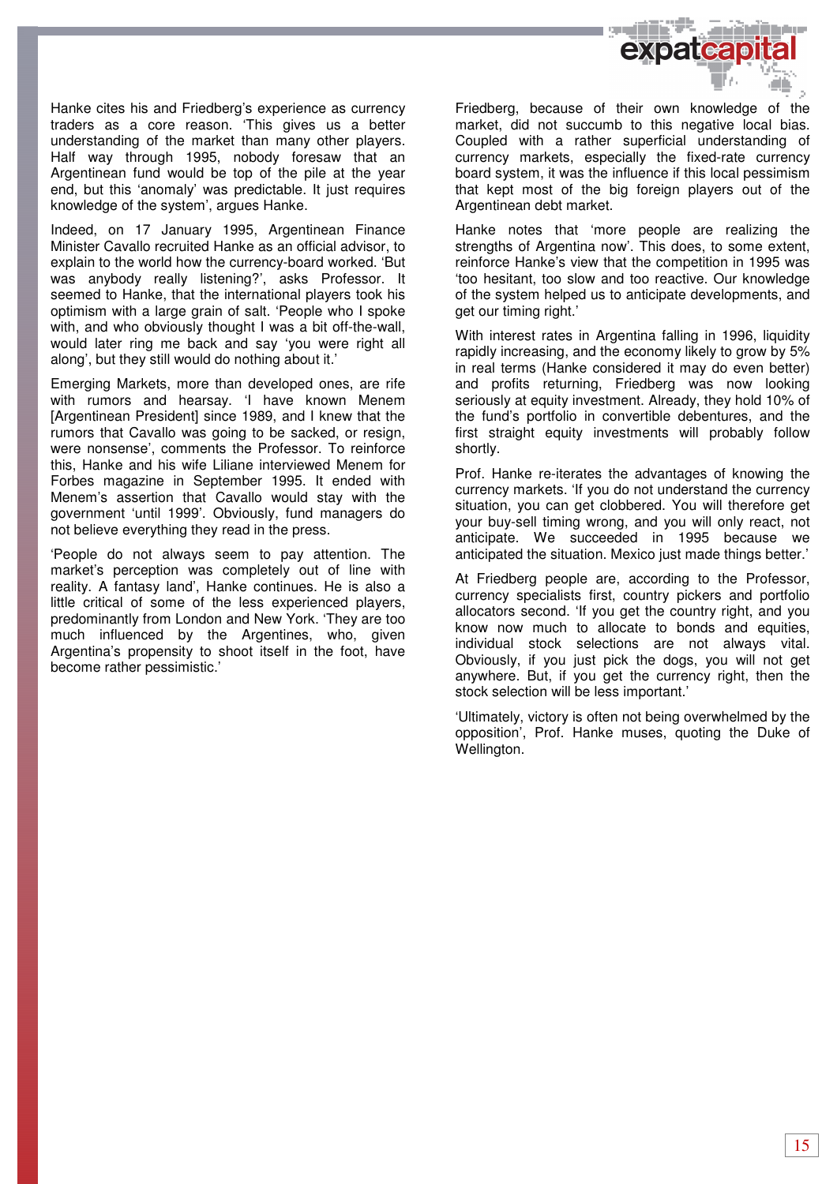Hanke cites his and Friedberg's experience as currency traders as a core reason. 'This gives us a better understanding of the market than many other players. Half way through 1995, nobody foresaw that an Argentinean fund would be top of the pile at the year end, but this 'anomaly' was predictable. It just requires knowledge of the system', argues Hanke.

Indeed, on 17 January 1995, Argentinean Finance Minister Cavallo recruited Hanke as an official advisor, to explain to the world how the currency-board worked. 'But was anybody really listening?', asks Professor. It seemed to Hanke, that the international players took his optimism with a large grain of salt. 'People who I spoke with, and who obviously thought I was a bit off-the-wall, would later ring me back and say 'you were right all along', but they still would do nothing about it.'

Emerging Markets, more than developed ones, are rife with rumors and hearsay. 'I have known Menem [Argentinean President] since 1989, and I knew that the rumors that Cavallo was going to be sacked, or resign, were nonsense', comments the Professor. To reinforce this, Hanke and his wife Liliane interviewed Menem for Forbes magazine in September 1995. It ended with Menem's assertion that Cavallo would stay with the government 'until 1999'. Obviously, fund managers do not believe everything they read in the press.

'People do not always seem to pay attention. The market's perception was completely out of line with reality. A fantasy land', Hanke continues. He is also a little critical of some of the less experienced players, predominantly from London and New York. 'They are too much influenced by the Argentines, who, given Argentina's propensity to shoot itself in the foot, have become rather pessimistic.'

Friedberg, because of their own knowledge of the market, did not succumb to this negative local bias. Coupled with a rather superficial understanding of currency markets, especially the fixed-rate currency board system, it was the influence if this local pessimism that kept most of the big foreign players out of the Argentinean debt market.

Hanke notes that 'more people are realizing the strengths of Argentina now'. This does, to some extent, reinforce Hanke's view that the competition in 1995 was 'too hesitant, too slow and too reactive. Our knowledge of the system helped us to anticipate developments, and get our timing right.'

With interest rates in Argentina falling in 1996, liquidity rapidly increasing, and the economy likely to grow by 5% in real terms (Hanke considered it may do even better) and profits returning, Friedberg was now looking seriously at equity investment. Already, they hold 10% of the fund's portfolio in convertible debentures, and the first straight equity investments will probably follow shortly.

Prof. Hanke re-iterates the advantages of knowing the currency markets. 'If you do not understand the currency situation, you can get clobbered. You will therefore get your buy-sell timing wrong, and you will only react, not anticipate. We succeeded in 1995 because we anticipated the situation. Mexico just made things better.'

At Friedberg people are, according to the Professor, currency specialists first, country pickers and portfolio allocators second. 'If you get the country right, and you know now much to allocate to bonds and equities, individual stock selections are not always vital. Obviously, if you just pick the dogs, you will not get anywhere. But, if you get the currency right, then the stock selection will be less important.'

'Ultimately, victory is often not being overwhelmed by the opposition', Prof. Hanke muses, quoting the Duke of Wellington.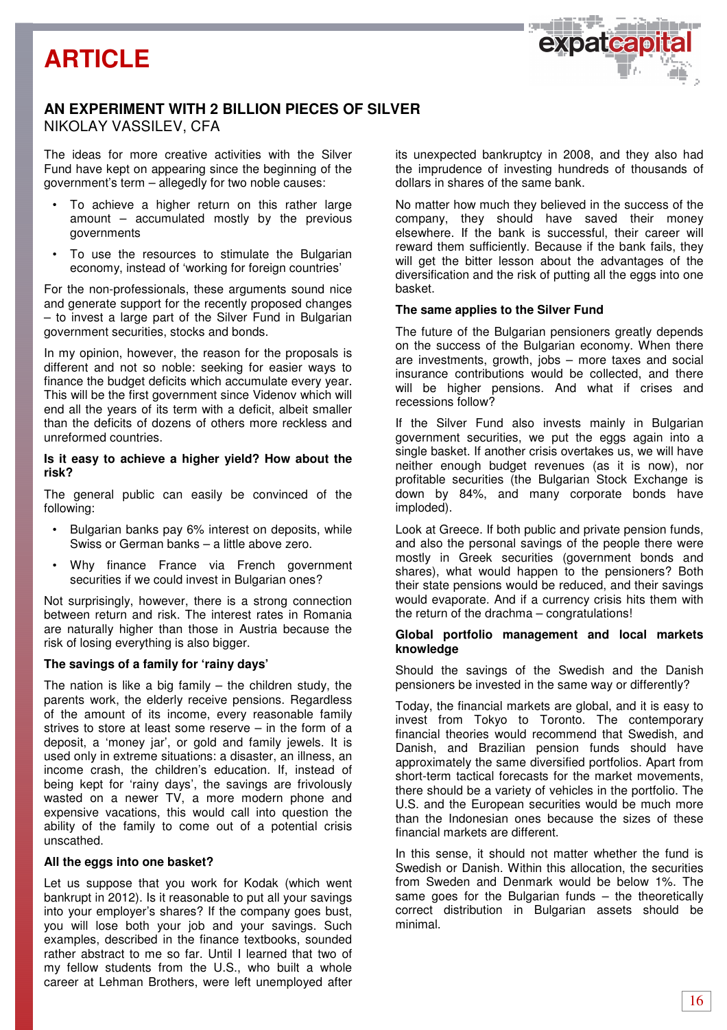# ARTICLE

## AN EXPERIMENT WITH 2 BILLION PIECES OF SILVER

NIKOLAY VASSILEV, CFA

The ideas for more creative activities with the Silver Fund have kept on appearing since the beginning of the government's term – allegedly for two noble causes:

- To achieve a higher return on this rather large amount – accumulated mostly by the previous governments
- To use the resources to stimulate the Bulgarian economy, instead of 'working for foreign countries'

For the non-professionals, these arguments sound nice and generate support for the recently proposed changes – to invest a large part of the Silver Fund in Bulgarian government securities, stocks and bonds.

In my opinion, however, the reason for the proposals is different and not so noble: seeking for easier ways to finance the budget deficits which accumulate every year. This will be the first government since Videnov which will end all the years of its term with a deficit, albeit smaller than the deficits of dozens of others more reckless and unreformed countries.

**Is it easy to achieve a higher yield? How about the risk?**

The general public can easily be convinced of the following:

- Bulgarian banks pay 6% interest on deposits, while Swiss or German banks – a little above zero.
- Why finance France via French government securities if we could invest in Bulgarian ones?

Not surprisingly, however, there is a strong connection between return and risk. The interest rates in Romania are naturally higher than those in Austria because the risk of losing everything is also bigger.

**The savings of a family for 'rainy days'**

The nation is like a big family – the children study, the parents work, the elderly receive pensions. Regardless of the amount of its income, every reasonable family strives to store at least some reserve – in the form of a deposit, a 'money jar', or gold and family jewels. It is used only in extreme situations: a disaster, an illness, an income crash, the children's education. If, instead of being kept for 'rainy days', the savings are frivolously wasted on a newer TV, a more modern phone and expensive vacations, this would call into question the ability of the family to come out of a potential crisis unscathed.

**All the eggs into one basket?**

Let us suppose that you work for Kodak (which went bankrupt in 2012). Is it reasonable to put all your savings into your employer's shares? If the company goes bust, you will lose both your job and your savings. Such examples, described in the finance textbooks, sounded rather abstract to me so far. Until I learned that two of my fellow students from the U.S., who built a whole career at Lehman Brothers, were left unemployed after its unexpected bankruptcy in 2008, and they also had the imprudence of investing hundreds of thousands of dollars in shares of the same bank.

No matter how much they believed in the success of the company, they should have saved their money elsewhere. If the bank is successful, their career will reward them sufficiently. Because if the bank fails, they will get the bitter lesson about the advantages of the diversification and the risk of putting all the eggs into one basket.

**The same applies to the Silver Fund**

The future of the Bulgarian pensioners greatly depends on the success of the Bulgarian economy. When there are investments, growth, jobs – more taxes and social insurance contributions would be collected, and there will be higher pensions. And what if crises and recessions follow?

If the Silver Fund also invests mainly in Bulgarian government securities, we put the eggs again into a single basket. If another crisis overtakes us, we will have neither enough budget revenues (as it is now), nor profitable securities (the Bulgarian Stock Exchange is down by 84%, and many corporate bonds have imploded).

Look at Greece. If both public and private pension funds, and also the personal savings of the people there were mostly in Greek securities (government bonds and shares), what would happen to the pensioners? Both their state pensions would be reduced, and their savings would evaporate. And if a currency crisis hits them with the return of the drachma – congratulations!

**Global portfolio management and local markets knowledge**

Should the savings of the Swedish and the Danish pensioners be invested in the same way or differently?

Today, the financial markets are global, and it is easy to invest from Tokyo to Toronto. The contemporary financial theories would recommend that Swedish, and Danish, and Brazilian pension funds should have approximately the same diversified portfolios. Apart from short-term tactical forecasts for the market movements, there should be a variety of vehicles in the portfolio. The U.S. and the European securities would be much more than the Indonesian ones because the sizes of these financial markets are different.

In this sense, it should not matter whether the fund is Swedish or Danish. Within this allocation, the securities from Sweden and Denmark would be below 1%. The same goes for the Bulgarian funds – the theoretically correct distribution in Bulgarian assets should be minimal.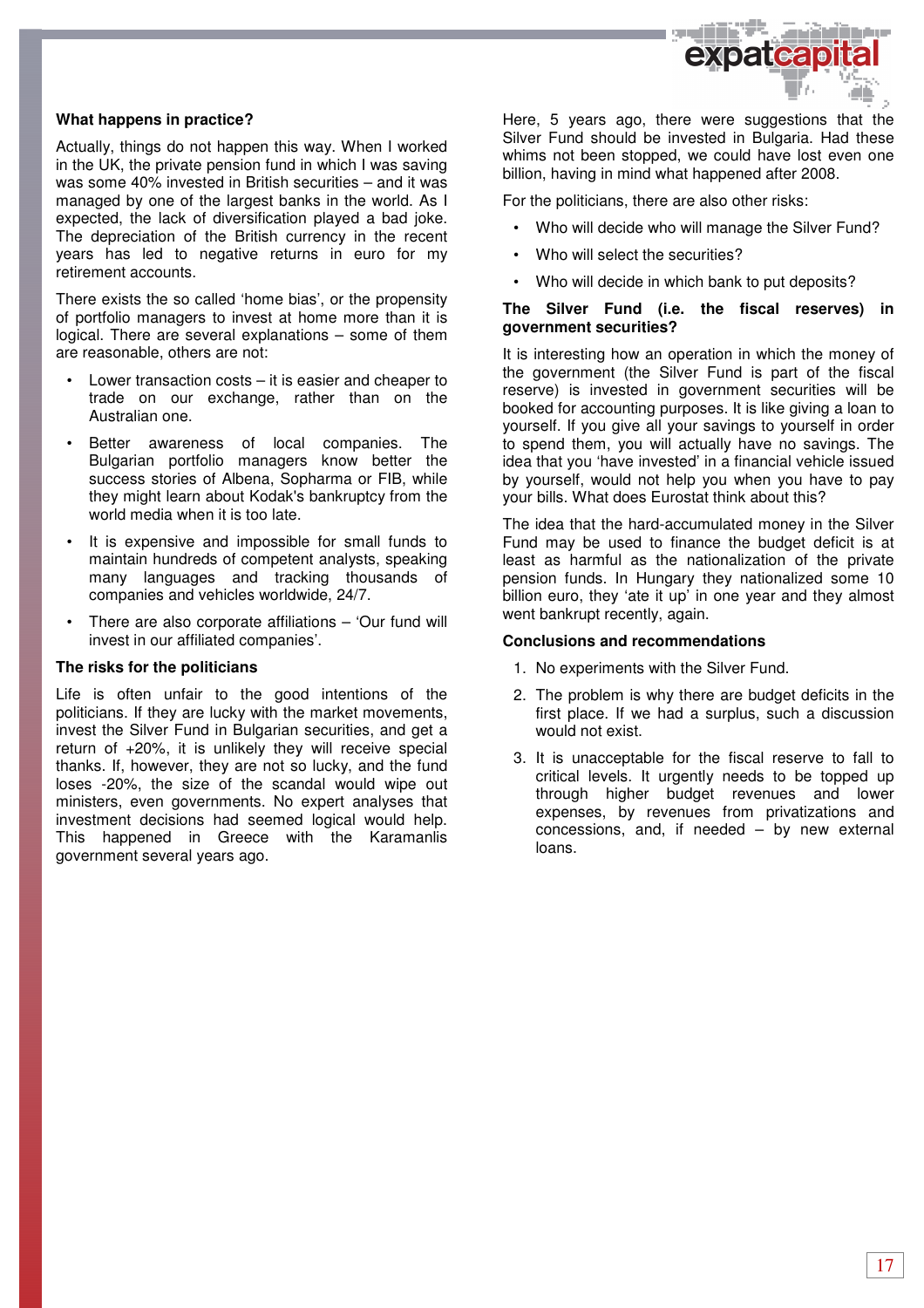**What happens in practice?**

Actually, things do not happen this way. When I worked in the UK, the private pension fund in which I was saving was some 40% invested in British securities – and it was managed by one of the largest banks in the world. As I expected, the lack of diversification played a bad joke. The depreciation of the British currency in the recent years has led to negative returns in euro for my retirement accounts.

There exists the so called 'home bias', or the propensity of portfolio managers to invest at home more than it is logical. There are several explanations – some of them are reasonable, others are not:

- Lower transaction costs – it is easier and cheaper to trade on our exchange, rather than on the Australian one.
- Better awareness of local companies. The Bulgarian portfolio managers know better the success stories of Albena, Sopharma or FIB, while they might learn about Kodak's bankruptcy from the world media when it is too late.
- It is expensive and impossible for small funds to maintain hundreds of competent analysts, speaking many languages and tracking thousands of companies and vehicles worldwide, 24/7.
- There are also corporate affiliations – 'Our fund will invest in our affiliated companies'.

**The risks for the politicians**

Life is often unfair to the good intentions of the politicians. If they are lucky with the market movements, invest the Silver Fund in Bulgarian securities, and get a return of +20%, it is unlikely they will receive special thanks. If, however, they are not so lucky, and the fund loses -20%, the size of the scandal would wipe out ministers, even governments. No expert analyses that investment decisions had seemed logical would help. This happened in Greece with the Karamanlis government several years ago.

Here, 5 years ago, there were suggestions that the Silver Fund should be invested in Bulgaria. Had these whims not been stopped, we could have lost even one billion, having in mind what happened after 2008.

For the politicians, there are also other risks:

- Who will decide who will manage the Silver Fund?
- Who will select the securities?
- Who will decide in which bank to put deposits?

**The Silver Fund (i.e. the fiscal reserves) in government securities?**

It is interesting how an operation in which the money of the government (the Silver Fund is part of the fiscal reserve) is invested in government securities will be booked for accounting purposes. It is like giving a loan to yourself. If you give all your savings to yourself in order to spend them, you will actually have no savings. The idea that you 'have invested' in a financial vehicle issued by yourself, would not help you when you have to pay your bills. What does Eurostat think about this?

The idea that the hard-accumulated money in the Silver Fund may be used to finance the budget deficit is at least as harmful as the nationalization of the private pension funds. In Hungary they nationalized some 10 billion euro, they 'ate it up' in one year and they almost went bankrupt recently, again.

**Conclusions and recommendations**

1. No experiments with the Silver Fund.
2. The problem is why there are budget deficits in the first place. If we had a surplus, such a discussion would not exist.
3. It is unacceptable for the fiscal reserve to fall to critical levels. It urgently needs to be topped up through higher budget revenues and lower expenses, by revenues from privatizations and concessions, and, if needed – by new external loans.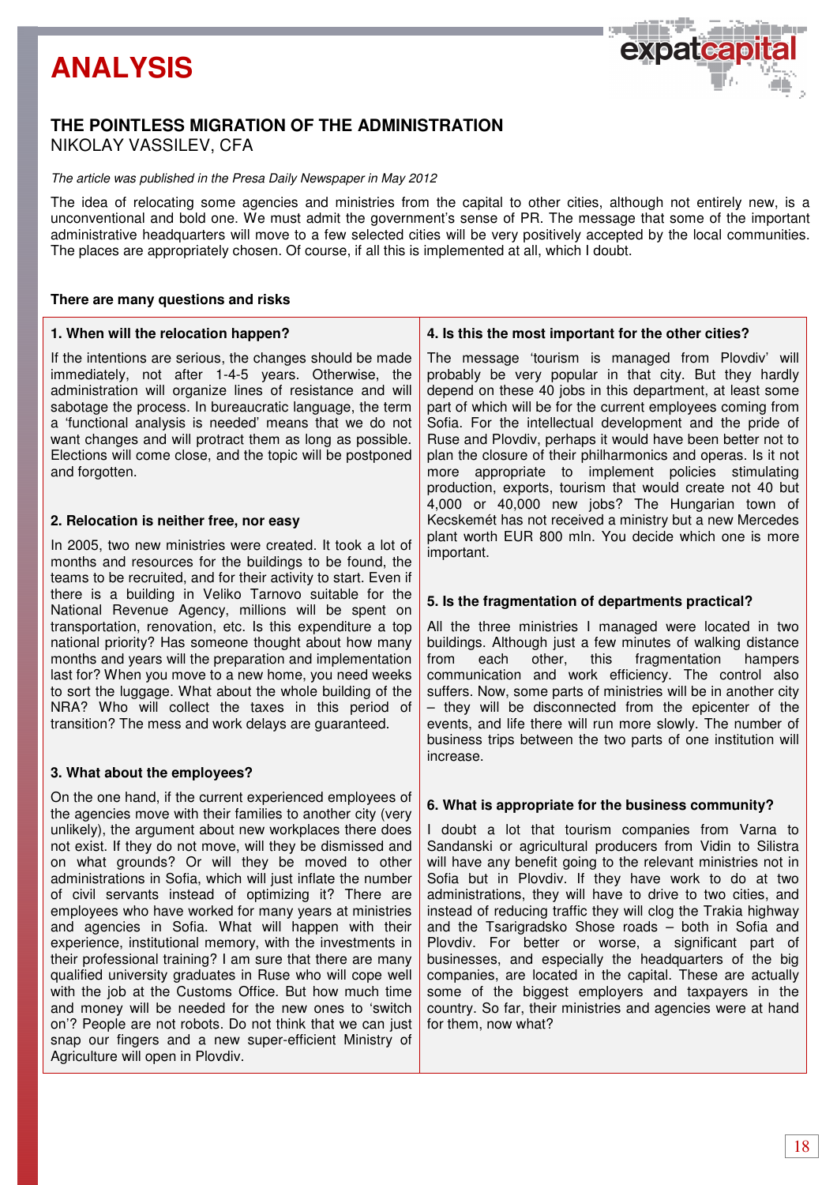# ANALYSIS

## THE POINTLESS MIGRATION OF THE ADMINISTRATION

NIKOLAY VASSILEV, CFA

*The article was published in the Presa Daily Newspaper in May 2012*

The idea of relocating some agencies and ministries from the capital to other cities, although not entirely new, is a unconventional and bold one. We must admit the government's sense of PR. The message that some of the important administrative headquarters will move to a few selected cities will be very positively accepted by the local communities. The places are appropriately chosen. Of course, if all this is implemented at all, which I doubt.

**There are many questions and risks**

### 1. When will the relocation happen?

If the intentions are serious, the changes should be made immediately, not after 1-4-5 years. Otherwise, the administration will organize lines of resistance and will sabotage the process. In bureaucratic language, the term a 'functional analysis is needed' means that we do not want changes and will protract them as long as possible. Elections will come close, and the topic will be postponed and forgotten.

### 2. Relocation is neither free, nor easy

In 2005, two new ministries were created. It took a lot of months and resources for the buildings to be found, the teams to be recruited, and for their activity to start. Even if there is a building in Veliko Tarnovo suitable for the National Revenue Agency, millions will be spent on transportation, renovation, etc. Is this expenditure a top national priority? Has someone thought about how many months and years will the preparation and implementation last for? When you move to a new home, you need weeks to sort the luggage. What about the whole building of the NRA? Who will collect the taxes in this period of transition? The mess and work delays are guaranteed.

### 3. What about the employees?

On the one hand, if the current experienced employees of the agencies move with their families to another city (very unlikely), the argument about new workplaces there does not exist. If they do not move, will they be dismissed and on what grounds? Or will they be moved to other administrations in Sofia, which will just inflate the number of civil servants instead of optimizing it? There are employees who have worked for many years at ministries and agencies in Sofia. What will happen with their experience, institutional memory, with the investments in their professional training? I am sure that there are many qualified university graduates in Ruse who will cope well with the job at the Customs Office. But how much time and money will be needed for the new ones to 'switch on'? People are not robots. Do not think that we can just snap our fingers and a new super-efficient Ministry of Agriculture will open in Plovdiv.

### 4. Is this the most important for the other cities?

The message 'tourism is managed from Plovdiv' will probably be very popular in that city. But they hardly depend on these 40 jobs in this department, at least some part of which will be for the current employees coming from Sofia. For the intellectual development and the pride of Ruse and Plovdiv, perhaps it would have been better not to plan the closure of their philharmonics and operas. Is it not more appropriate to implement policies stimulating production, exports, tourism that would create not 40 but 4,000 or 40,000 new jobs? The Hungarian town of Kecskemét has not received a ministry but a new Mercedes plant worth EUR 800 mln. You decide which one is more important.

### 5. Is the fragmentation of departments practical?

All the three ministries I managed were located in two buildings. Although just a few minutes of walking distance from each other, this fragmentation hampers communication and work efficiency. The control also suffers. Now, some parts of ministries will be in another city – they will be disconnected from the epicenter of the events, and life there will run more slowly. The number of business trips between the two parts of one institution will increase.

### 6. What is appropriate for the business community?

I doubt a lot that tourism companies from Varna to Sandanski or agricultural producers from Vidin to Silistra will have any benefit going to the relevant ministries not in Sofia but in Plovdiv. If they have work to do at two administrations, they will have to drive to two cities, and instead of reducing traffic they will clog the Trakia highway and the Tsarigradsko Shose roads – both in Sofia and Plovdiv. For better or worse, a significant part of businesses, and especially the headquarters of the big companies, are located in the capital. These are actually some of the biggest employers and taxpayers in the country. So far, their ministries and agencies were at hand for them, now what?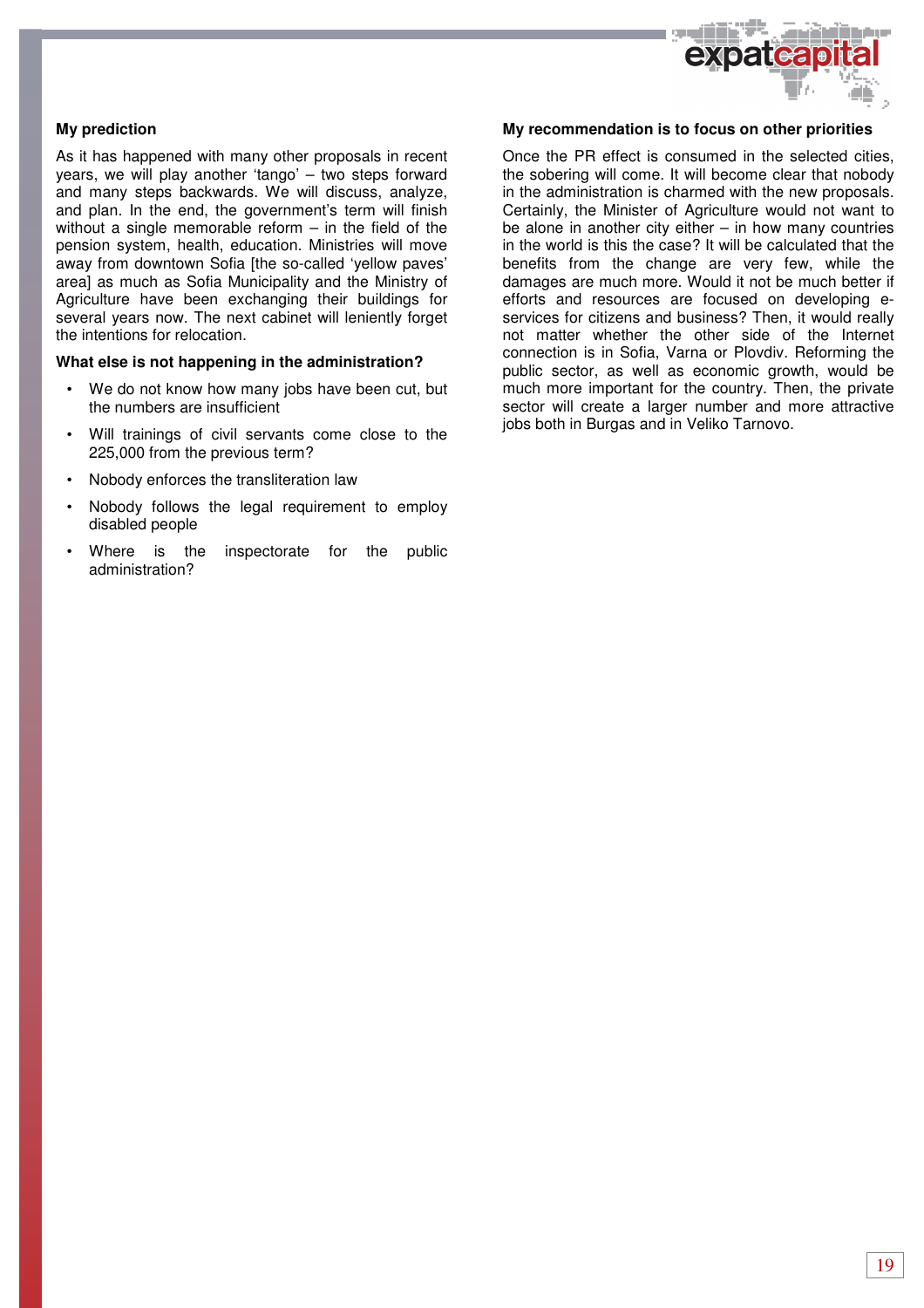### My prediction

As it has happened with many other proposals in recent years, we will play another 'tango' – two steps forward and many steps backwards. We will discuss, analyze, and plan. In the end, the government's term will finish without a single memorable reform – in the field of the pension system, health, education. Ministries will move away from downtown Sofia [the so-called 'yellow paves' area] as much as Sofia Municipality and the Ministry of Agriculture have been exchanging their buildings for several years now. The next cabinet will leniently forget the intentions for relocation.

### What else is not happening in the administration?

- We do not know how many jobs have been cut, but the numbers are insufficient
- Will trainings of civil servants come close to the 225,000 from the previous term?
- Nobody enforces the transliteration law
- Nobody follows the legal requirement to employ disabled people
- Where is the inspectorate for the public administration?

### My recommendation is to focus on other priorities

Once the PR effect is consumed in the selected cities, the sobering will come. It will become clear that nobody in the administration is charmed with the new proposals. Certainly, the Minister of Agriculture would not want to be alone in another city either – in how many countries in the world is this the case? It will be calculated that the benefits from the change are very few, while the damages are much more. Would it not be much better if efforts and resources are focused on developing e-services for citizens and business? Then, it would really not matter whether the other side of the Internet connection is in Sofia, Varna or Plovdiv. Reforming the public sector, as well as economic growth, would be much more important for the country. Then, the private sector will create a larger number and more attractive jobs both in Burgas and in Veliko Tarnovo.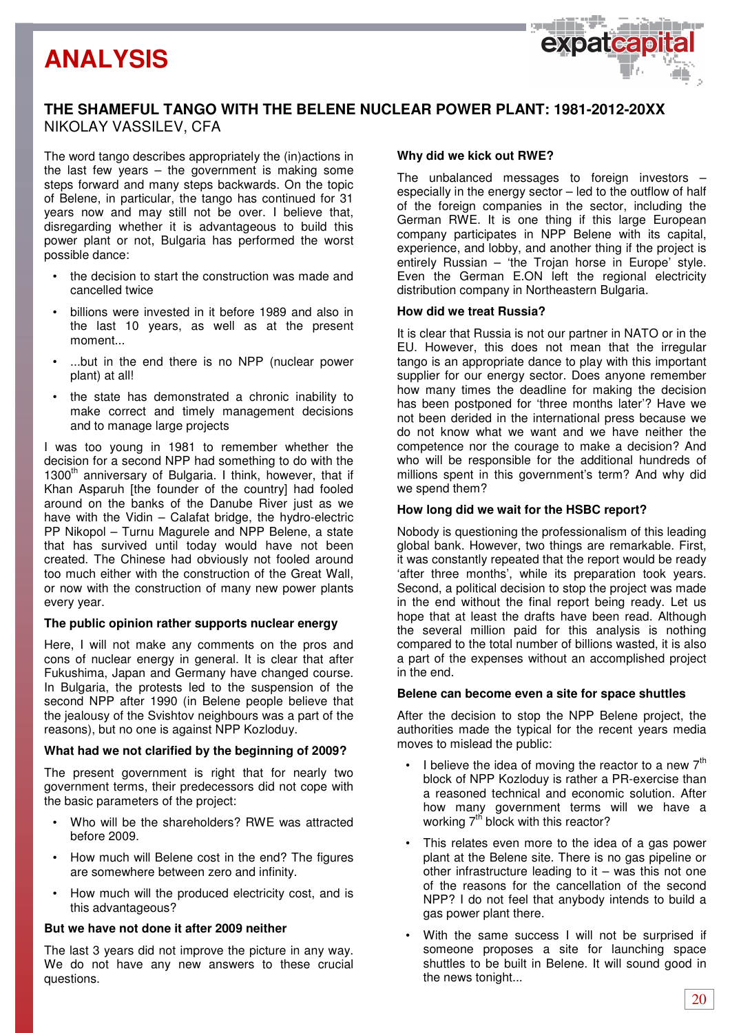# ANALYSIS

## THE SHAMEFUL TANGO WITH THE BELENE NUCLEAR POWER PLANT: 1981-2012-20XX

NIKOLAY VASSILEV, CFA

The word tango describes appropriately the (in)actions in the last few years – the government is making some steps forward and many steps backwards. On the topic of Belene, in particular, the tango has continued for 31 years now and may still not be over. I believe that, disregarding whether it is advantageous to build this power plant or not, Bulgaria has performed the worst possible dance:

- the decision to start the construction was made and cancelled twice
- billions were invested in it before 1989 and also in the last 10 years, as well as at the present moment...
- ...but in the end there is no NPP (nuclear power plant) at all!
- the state has demonstrated a chronic inability to make correct and timely management decisions and to manage large projects

I was too young in 1981 to remember whether the decision for a second NPP had something to do with the 1300th anniversary of Bulgaria. I think, however, that if Khan Asparuh [the founder of the country] had fooled around on the banks of the Danube River just as we have with the Vidin – Calafat bridge, the hydro-electric PP Nikopol – Turnu Magurele and NPP Belene, a state that has survived until today would have not been created. The Chinese had obviously not fooled around too much either with the construction of the Great Wall, or now with the construction of many new power plants every year.

### The public opinion rather supports nuclear energy

Here, I will not make any comments on the pros and cons of nuclear energy in general. It is clear that after Fukushima, Japan and Germany have changed course. In Bulgaria, the protests led to the suspension of the second NPP after 1990 (in Belene people believe that the jealousy of the Svishtov neighbours was a part of the reasons), but no one is against NPP Kozloduy.

### What had we not clarified by the beginning of 2009?

The present government is right that for nearly two government terms, their predecessors did not cope with the basic parameters of the project:

- Who will be the shareholders? RWE was attracted before 2009.
- How much will Belene cost in the end? The figures are somewhere between zero and infinity.
- How much will the produced electricity cost, and is this advantageous?

### But we have not done it after 2009 neither

The last 3 years did not improve the picture in any way. We do not have any new answers to these crucial questions.

### Why did we kick out RWE?

The unbalanced messages to foreign investors – especially in the energy sector – led to the outflow of half of the foreign companies in the sector, including the German RWE. It is one thing if this large European company participates in NPP Belene with its capital, experience, and lobby, and another thing if the project is entirely Russian – 'the Trojan horse in Europe' style. Even the German E.ON left the regional electricity distribution company in Northeastern Bulgaria.

### How did we treat Russia?

It is clear that Russia is not our partner in NATO or in the EU. However, this does not mean that the irregular tango is an appropriate dance to play with this important supplier for our energy sector. Does anyone remember how many times the deadline for making the decision has been postponed for 'three months later'? Have we not been derided in the international press because we do not know what we want and we have neither the competence nor the courage to make a decision? And who will be responsible for the additional hundreds of millions spent in this government's term? And why did we spend them?

### How long did we wait for the HSBC report?

Nobody is questioning the professionalism of this leading global bank. However, two things are remarkable. First, it was constantly repeated that the report would be ready 'after three months', while its preparation took years. Second, a political decision to stop the project was made in the end without the final report being ready. Let us hope that at least the drafts have been read. Although the several million paid for this analysis is nothing compared to the total number of billions wasted, it is also a part of the expenses without an accomplished project in the end.

### Belene can become even a site for space shuttles

After the decision to stop the NPP Belene project, the authorities made the typical for the recent years media moves to mislead the public:

- I believe the idea of moving the reactor to a new 7th block of NPP Kozloduy is rather a PR-exercise than a reasoned technical and economic solution. After how many government terms will we have a working 7th block with this reactor?
- This relates even more to the idea of a gas power plant at the Belene site. There is no gas pipeline or other infrastructure leading to it – was this not one of the reasons for the cancellation of the second NPP? I do not feel that anybody intends to build a gas power plant there.
- With the same success I will not be surprised if someone proposes a site for launching space shuttles to be built in Belene. It will sound good in the news tonight...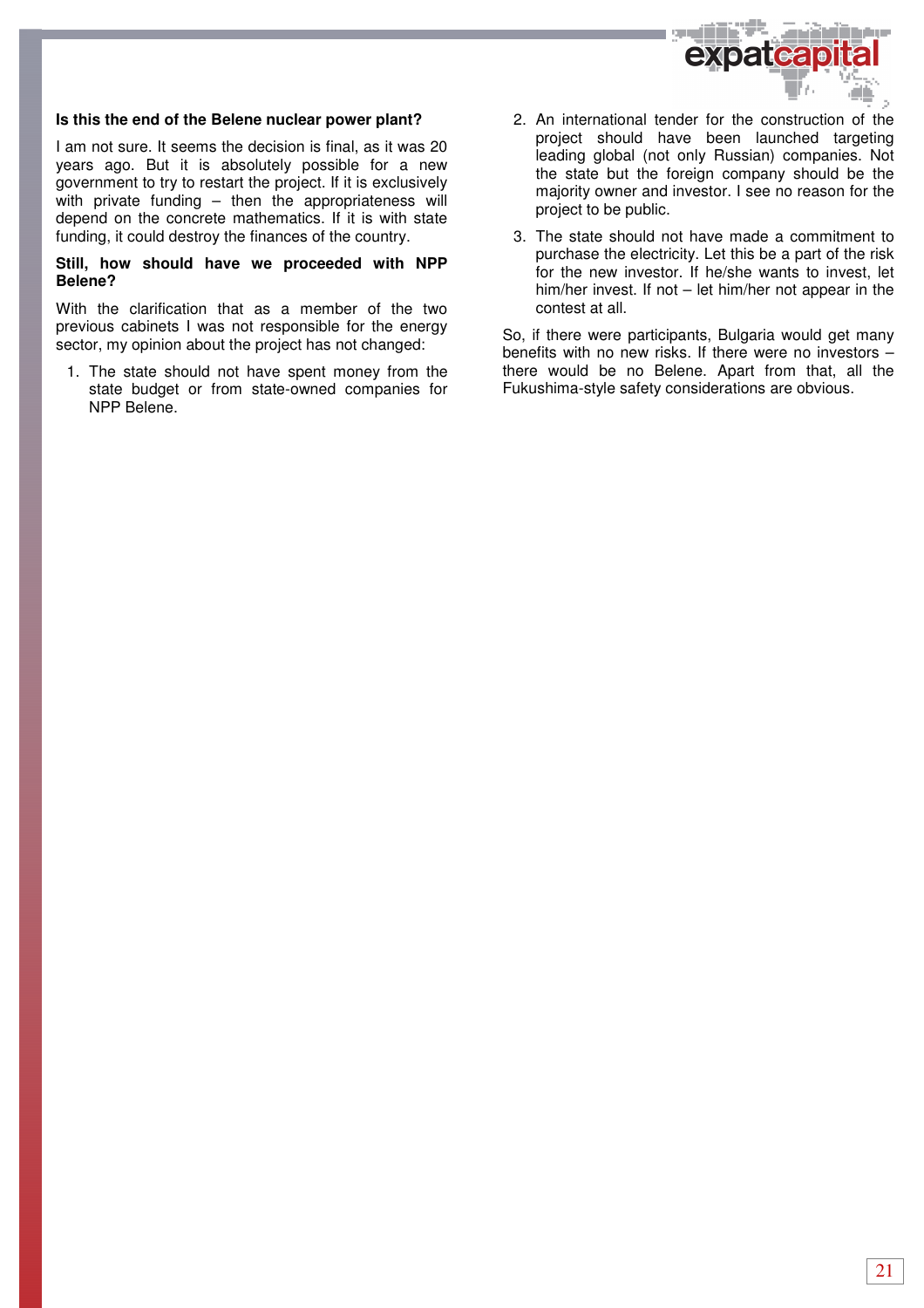**Is this the end of the Belene nuclear power plant?**

I am not sure. It seems the decision is final, as it was 20 years ago. But it is absolutely possible for a new government to try to restart the project. If it is exclusively with private funding – then the appropriateness will depend on the concrete mathematics. If it is with state funding, it could destroy the finances of the country.

**Still, how should have we proceeded with NPP Belene?**

With the clarification that as a member of the two previous cabinets I was not responsible for the energy sector, my opinion about the project has not changed:

1. The state should not have spent money from the state budget or from state-owned companies for NPP Belene.
2. An international tender for the construction of the project should have been launched targeting leading global (not only Russian) companies. Not the state but the foreign company should be the majority owner and investor. I see no reason for the project to be public.
3. The state should not have made a commitment to purchase the electricity. Let this be a part of the risk for the new investor. If he/she wants to invest, let him/her invest. If not – let him/her not appear in the contest at all.

So, if there were participants, Bulgaria would get many benefits with no new risks. If there were no investors – there would be no Belene. Apart from that, all the Fukushima-style safety considerations are obvious.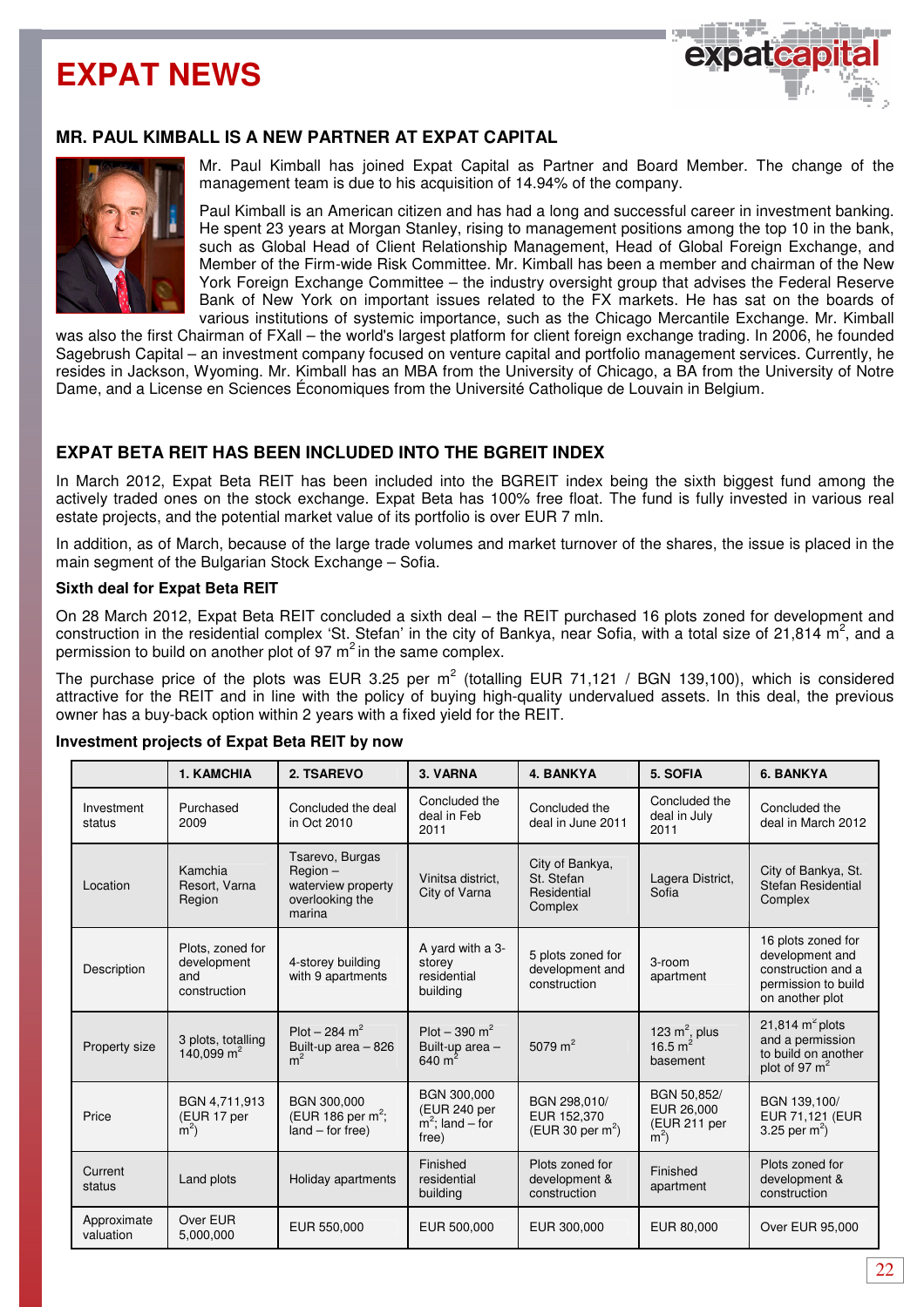# EXPAT NEWS

## MR. PAUL KIMBALL IS A NEW PARTNER AT EXPAT CAPITAL

Mr. Paul Kimball has joined Expat Capital as Partner and Board Member. The change of the management team is due to his acquisition of 14.94% of the company.

Paul Kimball is an American citizen and has had a long and successful career in investment banking. He spent 23 years at Morgan Stanley, rising to management positions among the top 10 in the bank, such as Global Head of Client Relationship Management, Head of Global Foreign Exchange, and Member of the Firm-wide Risk Committee. Mr. Kimball has been a member and chairman of the New York Foreign Exchange Committee – the industry oversight group that advises the Federal Reserve Bank of New York on important issues related to the FX markets. He has sat on the boards of various institutions of systemic importance, such as the Chicago Mercantile Exchange. Mr. Kimball was also the first Chairman of FXall – the world's largest platform for client foreign exchange trading. In 2006, he founded Sagebrush Capital – an investment company focused on venture capital and portfolio management services. Currently, he resides in Jackson, Wyoming. Mr. Kimball has an MBA from the University of Chicago, a BA from the University of Notre Dame, and a License en Sciences Économiques from the Université Catholique de Louvain in Belgium.

## EXPAT BETA REIT HAS BEEN INCLUDED INTO THE BGREIT INDEX

In March 2012, Expat Beta REIT has been included into the BGREIT index being the sixth biggest fund among the actively traded ones on the stock exchange. Expat Beta has 100% free float. The fund is fully invested in various real estate projects, and the potential market value of its portfolio is over EUR 7 mln.

In addition, as of March, because of the large trade volumes and market turnover of the shares, the issue is placed in the main segment of the Bulgarian Stock Exchange – Sofia.

### Sixth deal for Expat Beta REIT

On 28 March 2012, Expat Beta REIT concluded a sixth deal – the REIT purchased 16 plots zoned for development and construction in the residential complex 'St. Stefan' in the city of Bankya, near Sofia, with a total size of 21,814 m$^2$, and a permission to build on another plot of 97 m$^2$ in the same complex.

The purchase price of the plots was EUR 3.25 per m$^2$ (totalling EUR 71,121 / BGN 139,100), which is considered attractive for the REIT and in line with the policy of buying high-quality undervalued assets. In this deal, the previous owner has a buy-back option within 2 years with a fixed yield for the REIT.

### Investment projects of Expat Beta REIT by now

| | 1. KAMCHIA | 2. TSAREVO | 3. VARNA | 4. BANKYA | 5. SOFIA | 6. BANKYA |
|---|---|---|---|---|---|---|
| Investment status | Purchased 2009 | Concluded the deal in Oct 2010 | Concluded the deal in Feb 2011 | Concluded the deal in June 2011 | Concluded the deal in July 2011 | Concluded the deal in March 2012 |
| Location | Kamchia Resort, Varna Region | Tsarevo, Burgas Region – waterview property overlooking the marina | Vinitsa district, City of Varna | City of Bankya, St. Stefan Residential Complex | Lagera District, Sofia | City of Bankya, St. Stefan Residential Complex |
| Description | Plots, zoned for development and construction | 4-storey building with 9 apartments | A yard with a 3-storey residential building | 5 plots zoned for development and construction | 3-room apartment | 16 plots zoned for development and construction and a permission to build on another plot |
| Property size | 3 plots, totalling 140,099 m$^2$ | Plot – 284 m$^2$ Built-up area – 826 m$^2$ | Plot – 390 m$^2$ Built-up area – 640 m$^2$ | 5079 m$^2$ | 123 m$^2$, plus 16.5 m$^2$ basement | 21,814 m$^2$ plots and a permission to build on another plot of 97 m$^2$ |
| Price | BGN 4,711,913 (EUR 17 per m$^2$) | BGN 300,000 (EUR 186 per m$^2$; land – for free) | BGN 300,000 (EUR 240 per m$^2$; land – for free) | BGN 298,010/ EUR 152,370 (EUR 30 per m$^2$) | BGN 50,852/ EUR 26,000 (EUR 211 per m$^2$) | BGN 139,100/ EUR 71,121 (EUR 3.25 per m$^2$) |
| Current status | Land plots | Holiday apartments | Finished residential building | Plots zoned for development & construction | Finished apartment | Plots zoned for development & construction |
| Approximate valuation | Over EUR 5,000,000 | EUR 550,000 | EUR 500,000 | EUR 300,000 | EUR 80,000 | Over EUR 95,000 |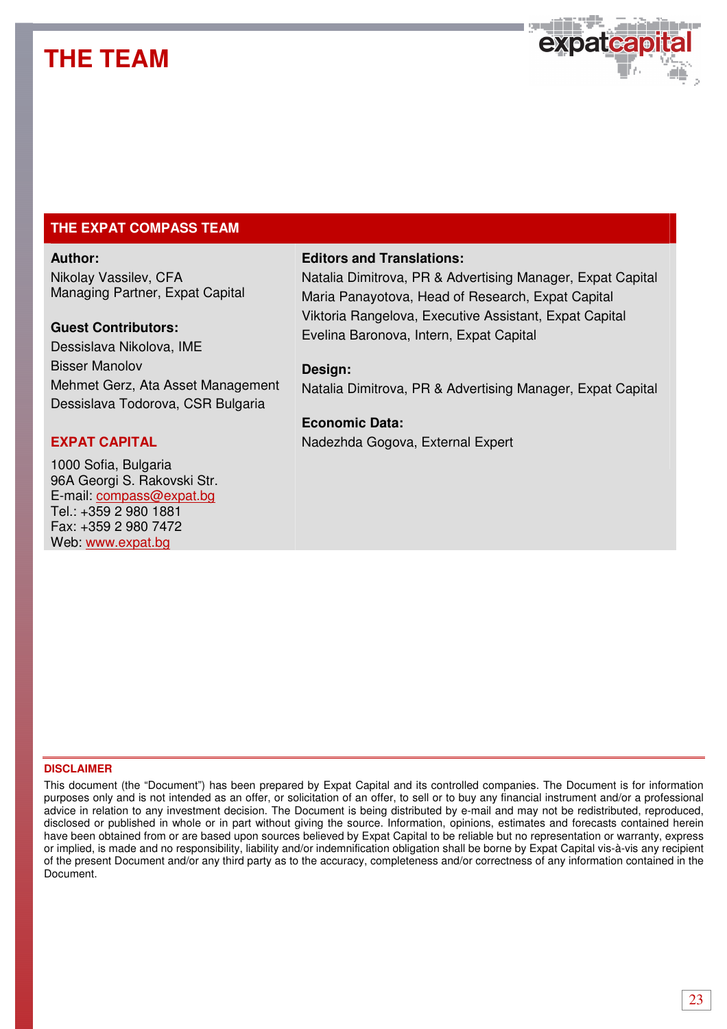# THE TEAM

## THE EXPAT COMPASS TEAM

**Author:**
Nikolay Vassilev, CFA
Managing Partner, Expat Capital

**Guest Contributors:**
Dessislava Nikolova, IME
Bisser Manolov
Mehmet Gerz, Ata Asset Management
Dessislava Todorova, CSR Bulgaria

**EXPAT CAPITAL**

1000 Sofia, Bulgaria
96A Georgi S. Rakovski Str.
E-mail: compass@expat.bg
Tel.: +359 2 980 1881
Fax: +359 2 980 7472
Web: www.expat.bg

**Editors and Translations:**
Natalia Dimitrova, PR & Advertising Manager, Expat Capital
Maria Panayotova, Head of Research, Expat Capital
Viktoria Rangelova, Executive Assistant, Expat Capital
Evelina Baronova, Intern, Expat Capital

**Design:**
Natalia Dimitrova, PR & Advertising Manager, Expat Capital

**Economic Data:**
Nadezhda Gogova, External Expert

**DISCLAIMER**

This document (the "Document") has been prepared by Expat Capital and its controlled companies. The Document is for information purposes only and is not intended as an offer, or solicitation of an offer, to sell or to buy any financial instrument and/or a professional advice in relation to any investment decision. The Document is being distributed by e-mail and may not be redistributed, reproduced, disclosed or published in whole or in part without giving the source. Information, opinions, estimates and forecasts contained herein have been obtained from or are based upon sources believed by Expat Capital to be reliable but no representation or warranty, express or implied, is made and no responsibility, liability and/or indemnification obligation shall be borne by Expat Capital vis-à-vis any recipient of the present Document and/or any third party as to the accuracy, completeness and/or correctness of any information contained in the Document.